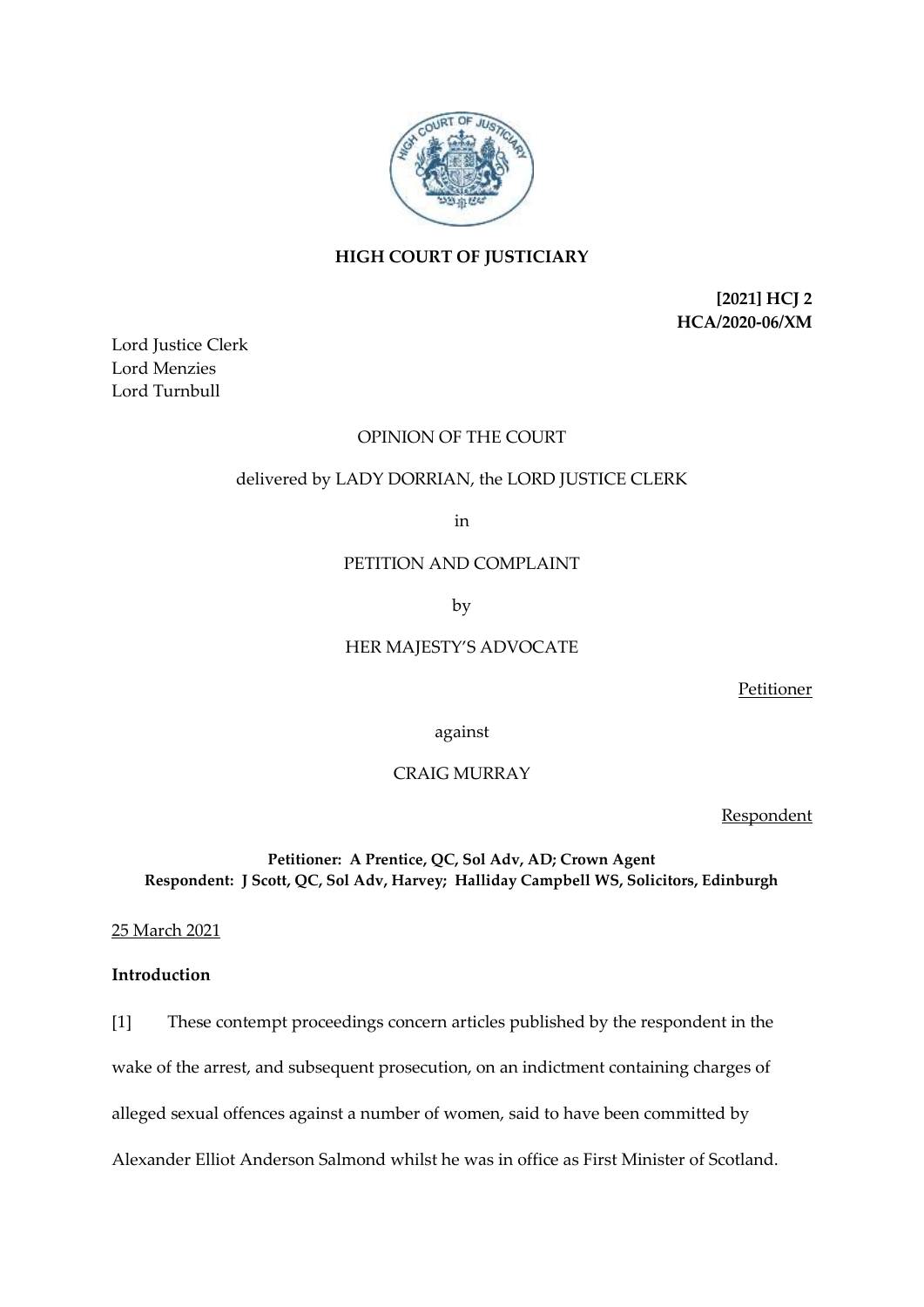# HIGH COURT OF JUSTICIARY

**[2021] HCJ 2**
**HCA/2020-06/XM**

Lord Justice Clerk
Lord Menzies
Lord Turnbull

OPINION OF THE COURT

delivered by LADY DORRIAN, the LORD JUSTICE CLERK

in

PETITION AND COMPLAINT

by

HER MAJESTY'S ADVOCATE

Petitioner

against

CRAIG MURRAY

Respondent

**Petitioner: A Prentice, QC, Sol Adv, AD; Crown Agent**
**Respondent: J Scott, QC, Sol Adv, Harvey; Halliday Campbell WS, Solicitors, Edinburgh**

25 March 2021

## Introduction

[1] These contempt proceedings concern articles published by the respondent in the wake of the arrest, and subsequent prosecution, on an indictment containing charges of alleged sexual offences against a number of women, said to have been committed by Alexander Elliot Anderson Salmond whilst he was in office as First Minister of Scotland.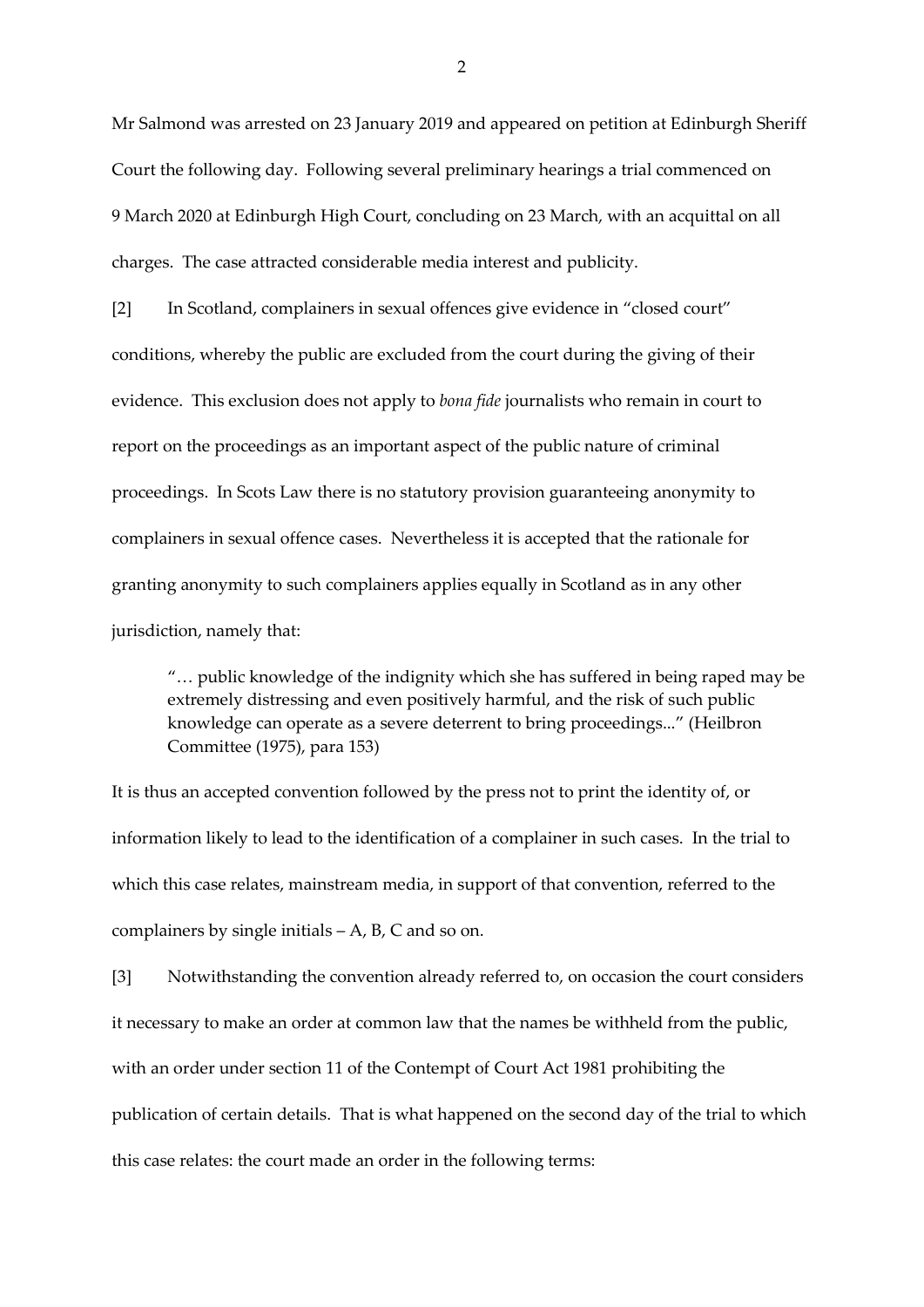Mr Salmond was arrested on 23 January 2019 and appeared on petition at Edinburgh Sheriff Court the following day. Following several preliminary hearings a trial commenced on 9 March 2020 at Edinburgh High Court, concluding on 23 March, with an acquittal on all charges. The case attracted considerable media interest and publicity.

[2] In Scotland, complainers in sexual offences give evidence in "closed court" conditions, whereby the public are excluded from the court during the giving of their evidence. This exclusion does not apply to *bona fide* journalists who remain in court to report on the proceedings as an important aspect of the public nature of criminal proceedings. In Scots Law there is no statutory provision guaranteeing anonymity to complainers in sexual offence cases. Nevertheless it is accepted that the rationale for granting anonymity to such complainers applies equally in Scotland as in any other jurisdiction, namely that:

> "… public knowledge of the indignity which she has suffered in being raped may be extremely distressing and even positively harmful, and the risk of such public knowledge can operate as a severe deterrent to bring proceedings..." (Heilbron Committee (1975), para 153)

It is thus an accepted convention followed by the press not to print the identity of, or information likely to lead to the identification of a complainer in such cases. In the trial to which this case relates, mainstream media, in support of that convention, referred to the complainers by single initials – A, B, C and so on.

[3] Notwithstanding the convention already referred to, on occasion the court considers it necessary to make an order at common law that the names be withheld from the public, with an order under section 11 of the Contempt of Court Act 1981 prohibiting the publication of certain details. That is what happened on the second day of the trial to which this case relates: the court made an order in the following terms: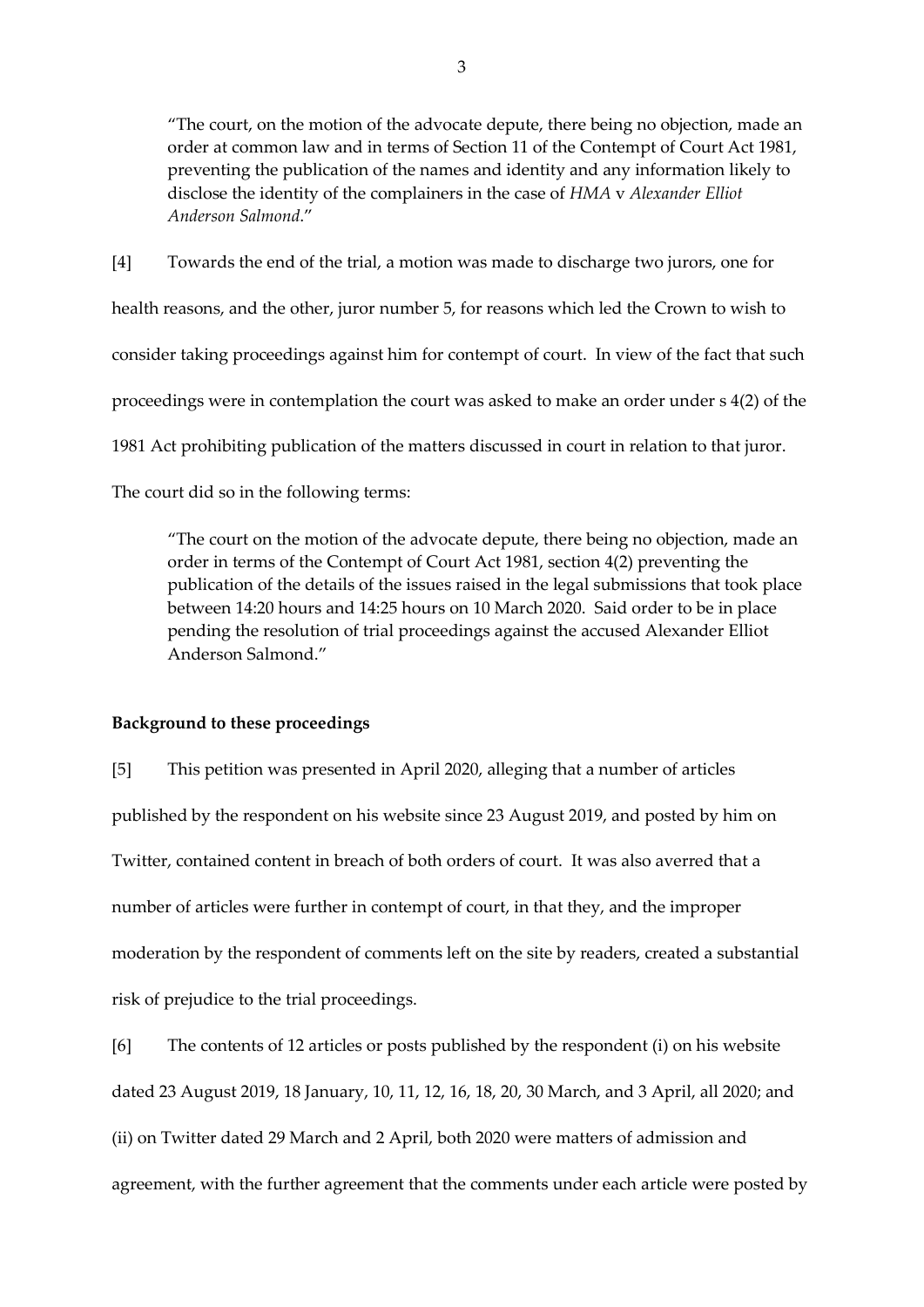> "The court, on the motion of the advocate depute, there being no objection, made an order at common law and in terms of Section 11 of the Contempt of Court Act 1981, preventing the publication of the names and identity and any information likely to disclose the identity of the complainers in the case of *HMA* v *Alexander Elliot Anderson Salmond*."

[4] Towards the end of the trial, a motion was made to discharge two jurors, one for health reasons, and the other, juror number 5, for reasons which led the Crown to wish to consider taking proceedings against him for contempt of court. In view of the fact that such proceedings were in contemplation the court was asked to make an order under s 4(2) of the 1981 Act prohibiting publication of the matters discussed in court in relation to that juror. The court did so in the following terms:

> "The court on the motion of the advocate depute, there being no objection, made an order in terms of the Contempt of Court Act 1981, section 4(2) preventing the publication of the details of the issues raised in the legal submissions that took place between 14:20 hours and 14:25 hours on 10 March 2020. Said order to be in place pending the resolution of trial proceedings against the accused Alexander Elliot Anderson Salmond."

**Background to these proceedings**

[5] This petition was presented in April 2020, alleging that a number of articles published by the respondent on his website since 23 August 2019, and posted by him on Twitter, contained content in breach of both orders of court. It was also averred that a number of articles were further in contempt of court, in that they, and the improper moderation by the respondent of comments left on the site by readers, created a substantial risk of prejudice to the trial proceedings.

[6] The contents of 12 articles or posts published by the respondent (i) on his website dated 23 August 2019, 18 January, 10, 11, 12, 16, 18, 20, 30 March, and 3 April, all 2020; and (ii) on Twitter dated 29 March and 2 April, both 2020 were matters of admission and agreement, with the further agreement that the comments under each article were posted by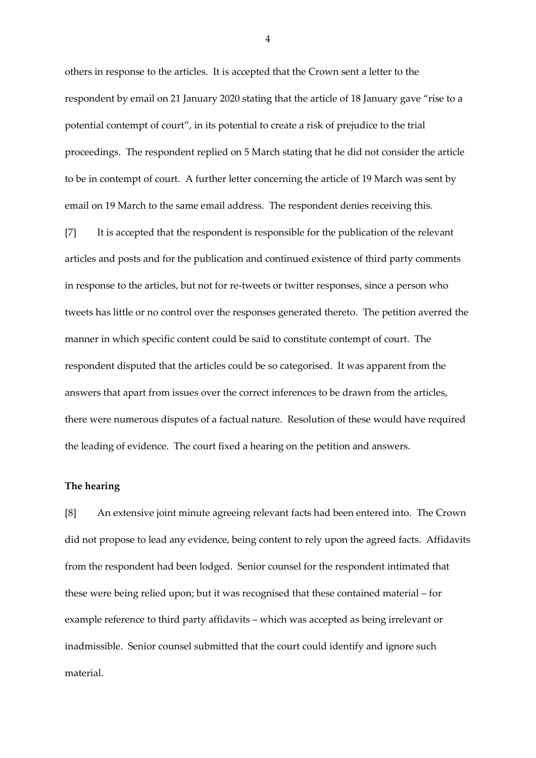others in response to the articles. It is accepted that the Crown sent a letter to the respondent by email on 21 January 2020 stating that the article of 18 January gave "rise to a potential contempt of court", in its potential to create a risk of prejudice to the trial proceedings. The respondent replied on 5 March stating that he did not consider the article to be in contempt of court. A further letter concerning the article of 19 March was sent by email on 19 March to the same email address. The respondent denies receiving this.

[7] It is accepted that the respondent is responsible for the publication of the relevant articles and posts and for the publication and continued existence of third party comments in response to the articles, but not for re-tweets or twitter responses, since a person who tweets has little or no control over the responses generated thereto. The petition averred the manner in which specific content could be said to constitute contempt of court. The respondent disputed that the articles could be so categorised. It was apparent from the answers that apart from issues over the correct inferences to be drawn from the articles, there were numerous disputes of a factual nature. Resolution of these would have required the leading of evidence. The court fixed a hearing on the petition and answers.

**The hearing**

[8] An extensive joint minute agreeing relevant facts had been entered into. The Crown did not propose to lead any evidence, being content to rely upon the agreed facts. Affidavits from the respondent had been lodged. Senior counsel for the respondent intimated that these were being relied upon; but it was recognised that these contained material – for example reference to third party affidavits – which was accepted as being irrelevant or inadmissible. Senior counsel submitted that the court could identify and ignore such material.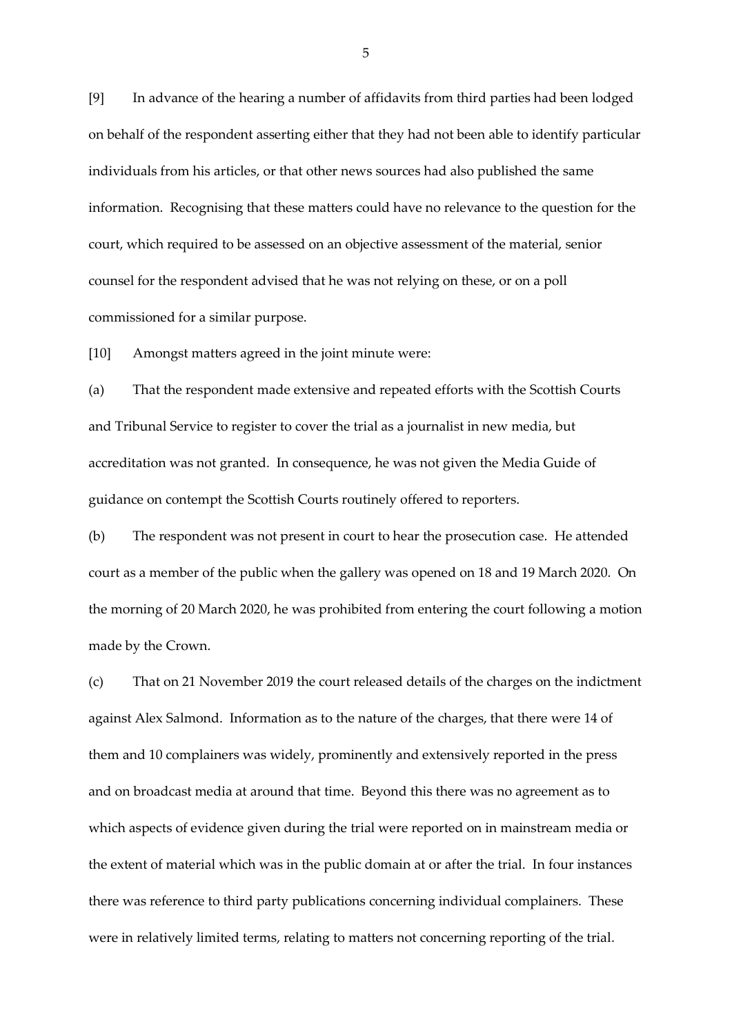[9] In advance of the hearing a number of affidavits from third parties had been lodged on behalf of the respondent asserting either that they had not been able to identify particular individuals from his articles, or that other news sources had also published the same information. Recognising that these matters could have no relevance to the question for the court, which required to be assessed on an objective assessment of the material, senior counsel for the respondent advised that he was not relying on these, or on a poll commissioned for a similar purpose.

[10] Amongst matters agreed in the joint minute were:

(a) That the respondent made extensive and repeated efforts with the Scottish Courts and Tribunal Service to register to cover the trial as a journalist in new media, but accreditation was not granted. In consequence, he was not given the Media Guide of guidance on contempt the Scottish Courts routinely offered to reporters.

(b) The respondent was not present in court to hear the prosecution case. He attended court as a member of the public when the gallery was opened on 18 and 19 March 2020. On the morning of 20 March 2020, he was prohibited from entering the court following a motion made by the Crown.

(c) That on 21 November 2019 the court released details of the charges on the indictment against Alex Salmond. Information as to the nature of the charges, that there were 14 of them and 10 complainers was widely, prominently and extensively reported in the press and on broadcast media at around that time. Beyond this there was no agreement as to which aspects of evidence given during the trial were reported on in mainstream media or the extent of material which was in the public domain at or after the trial. In four instances there was reference to third party publications concerning individual complainers. These were in relatively limited terms, relating to matters not concerning reporting of the trial.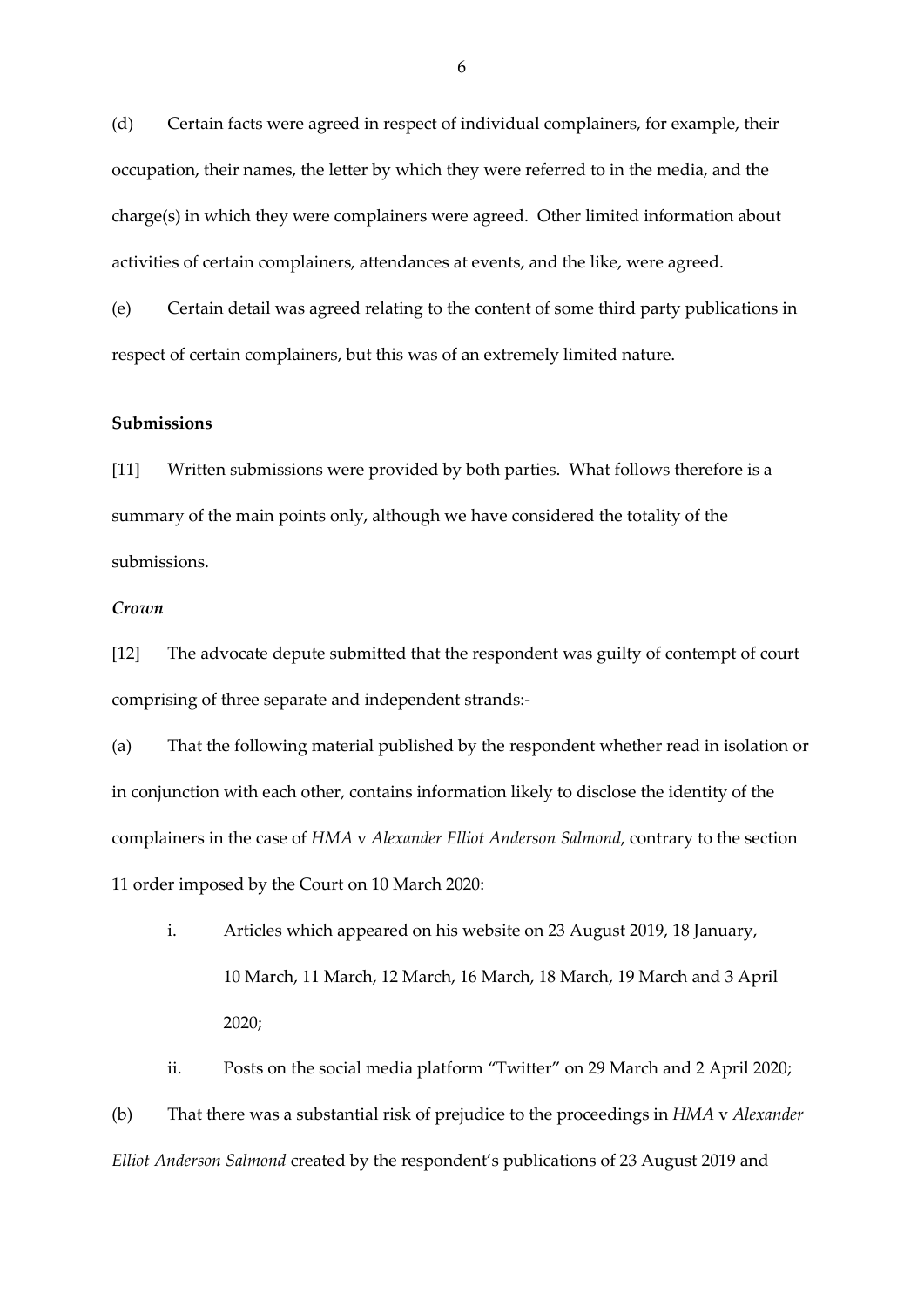(d) Certain facts were agreed in respect of individual complainers, for example, their occupation, their names, the letter by which they were referred to in the media, and the charge(s) in which they were complainers were agreed. Other limited information about activities of certain complainers, attendances at events, and the like, were agreed.

(e) Certain detail was agreed relating to the content of some third party publications in respect of certain complainers, but this was of an extremely limited nature.

**Submissions**

[11] Written submissions were provided by both parties. What follows therefore is a summary of the main points only, although we have considered the totality of the submissions.

***Crown***

[12] The advocate depute submitted that the respondent was guilty of contempt of court comprising of three separate and independent strands:-

(a) That the following material published by the respondent whether read in isolation or in conjunction with each other, contains information likely to disclose the identity of the complainers in the case of *HMA* v *Alexander Elliot Anderson Salmond*, contrary to the section 11 order imposed by the Court on 10 March 2020:

i. Articles which appeared on his website on 23 August 2019, 18 January, 10 March, 11 March, 12 March, 16 March, 18 March, 19 March and 3 April 2020;

ii. Posts on the social media platform "Twitter" on 29 March and 2 April 2020;

(b) That there was a substantial risk of prejudice to the proceedings in *HMA* v *Alexander Elliot Anderson Salmond* created by the respondent's publications of 23 August 2019 and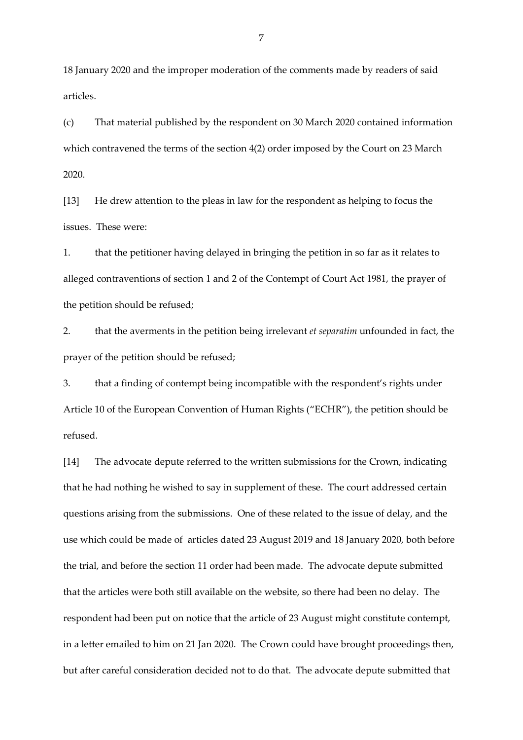18 January 2020 and the improper moderation of the comments made by readers of said articles.

(c) That material published by the respondent on 30 March 2020 contained information which contravened the terms of the section 4(2) order imposed by the Court on 23 March 2020.

[13] He drew attention to the pleas in law for the respondent as helping to focus the issues. These were:

1. that the petitioner having delayed in bringing the petition in so far as it relates to alleged contraventions of section 1 and 2 of the Contempt of Court Act 1981, the prayer of the petition should be refused;

2. that the averments in the petition being irrelevant *et separatim* unfounded in fact, the prayer of the petition should be refused;

3. that a finding of contempt being incompatible with the respondent's rights under Article 10 of the European Convention of Human Rights ("ECHR"), the petition should be refused.

[14] The advocate depute referred to the written submissions for the Crown, indicating that he had nothing he wished to say in supplement of these. The court addressed certain questions arising from the submissions. One of these related to the issue of delay, and the use which could be made of articles dated 23 August 2019 and 18 January 2020, both before the trial, and before the section 11 order had been made. The advocate depute submitted that the articles were both still available on the website, so there had been no delay. The respondent had been put on notice that the article of 23 August might constitute contempt, in a letter emailed to him on 21 Jan 2020. The Crown could have brought proceedings then, but after careful consideration decided not to do that. The advocate depute submitted that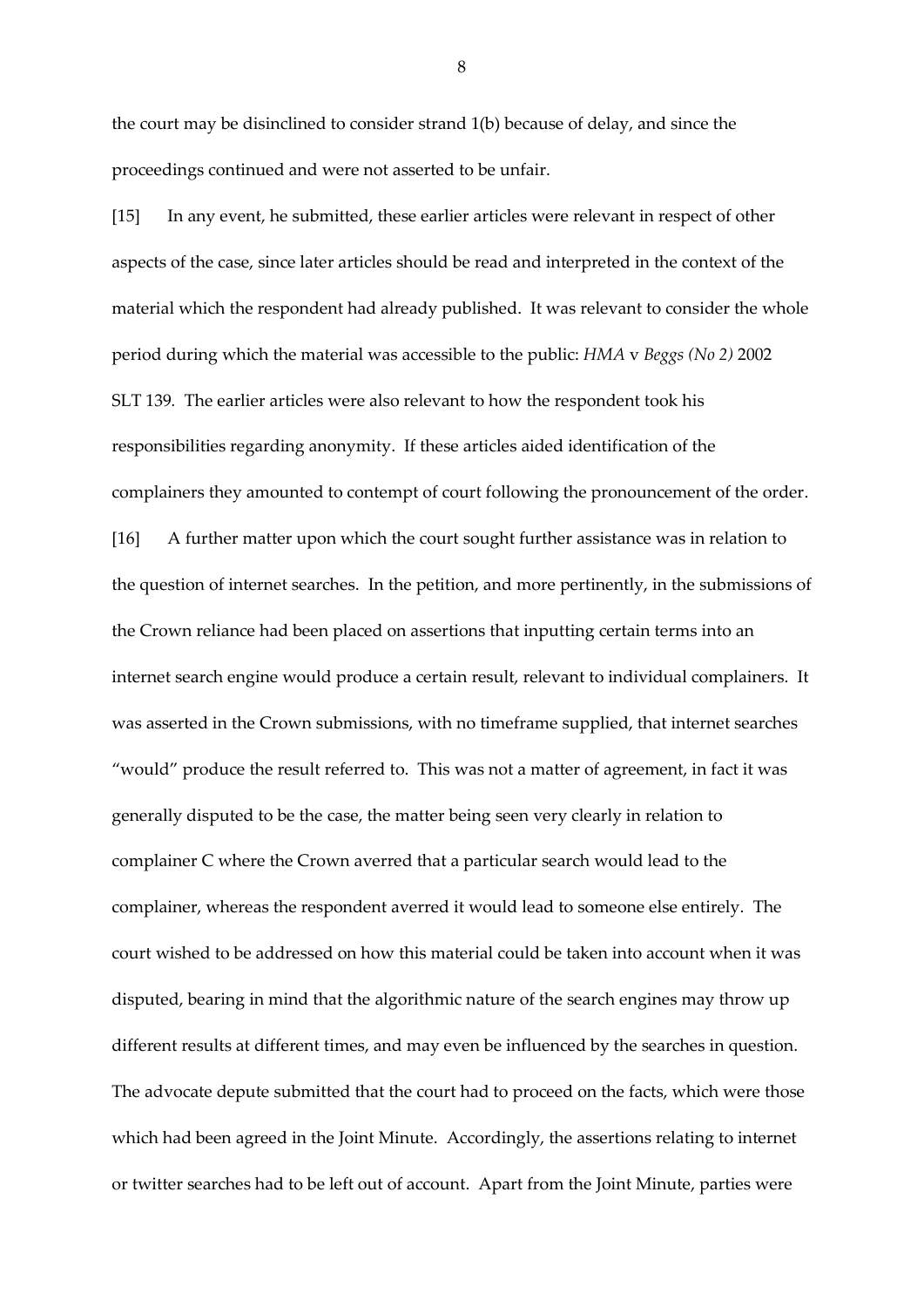the court may be disinclined to consider strand 1(b) because of delay, and since the proceedings continued and were not asserted to be unfair.

[15] In any event, he submitted, these earlier articles were relevant in respect of other aspects of the case, since later articles should be read and interpreted in the context of the material which the respondent had already published. It was relevant to consider the whole period during which the material was accessible to the public: *HMA* v *Beggs (No 2)* 2002 SLT 139. The earlier articles were also relevant to how the respondent took his responsibilities regarding anonymity. If these articles aided identification of the complainers they amounted to contempt of court following the pronouncement of the order.

[16] A further matter upon which the court sought further assistance was in relation to the question of internet searches. In the petition, and more pertinently, in the submissions of the Crown reliance had been placed on assertions that inputting certain terms into an internet search engine would produce a certain result, relevant to individual complainers. It was asserted in the Crown submissions, with no timeframe supplied, that internet searches "would" produce the result referred to. This was not a matter of agreement, in fact it was generally disputed to be the case, the matter being seen very clearly in relation to complainer C where the Crown averred that a particular search would lead to the complainer, whereas the respondent averred it would lead to someone else entirely. The court wished to be addressed on how this material could be taken into account when it was disputed, bearing in mind that the algorithmic nature of the search engines may throw up different results at different times, and may even be influenced by the searches in question. The advocate depute submitted that the court had to proceed on the facts, which were those which had been agreed in the Joint Minute. Accordingly, the assertions relating to internet or twitter searches had to be left out of account. Apart from the Joint Minute, parties were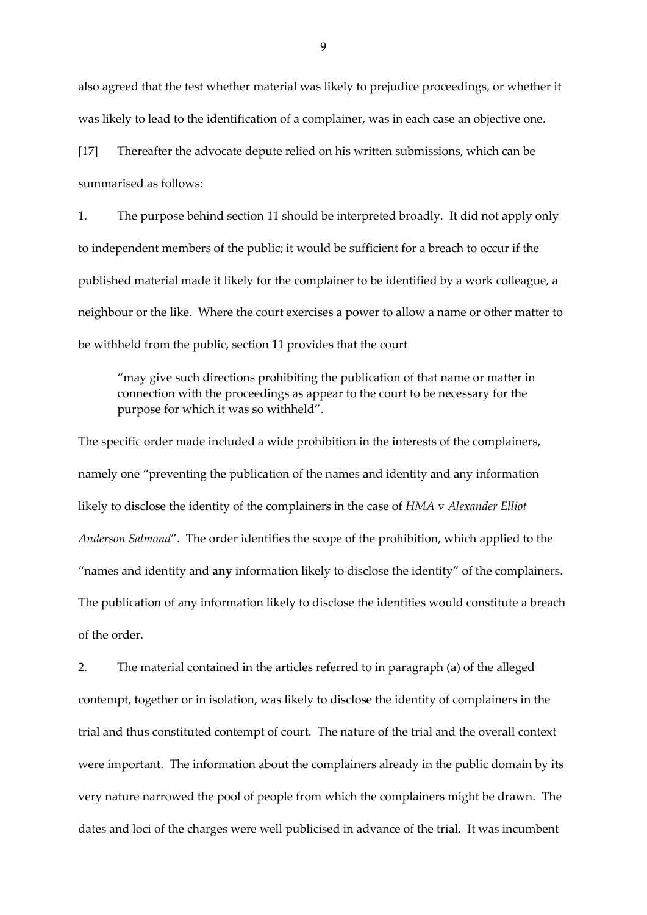also agreed that the test whether material was likely to prejudice proceedings, or whether it was likely to lead to the identification of a complainer, was in each case an objective one.

[17] Thereafter the advocate depute relied on his written submissions, which can be summarised as follows:

1. The purpose behind section 11 should be interpreted broadly. It did not apply only to independent members of the public; it would be sufficient for a breach to occur if the published material made it likely for the complainer to be identified by a work colleague, a neighbour or the like. Where the court exercises a power to allow a name or other matter to be withheld from the public, section 11 provides that the court

> "may give such directions prohibiting the publication of that name or matter in connection with the proceedings as appear to the court to be necessary for the purpose for which it was so withheld".

The specific order made included a wide prohibition in the interests of the complainers, namely one "preventing the publication of the names and identity and any information likely to disclose the identity of the complainers in the case of *HMA* v *Alexander Elliot Anderson Salmond*". The order identifies the scope of the prohibition, which applied to the "names and identity and **any** information likely to disclose the identity" of the complainers. The publication of any information likely to disclose the identities would constitute a breach of the order.

2. The material contained in the articles referred to in paragraph (a) of the alleged contempt, together or in isolation, was likely to disclose the identity of complainers in the trial and thus constituted contempt of court. The nature of the trial and the overall context were important. The information about the complainers already in the public domain by its very nature narrowed the pool of people from which the complainers might be drawn. The dates and loci of the charges were well publicised in advance of the trial. It was incumbent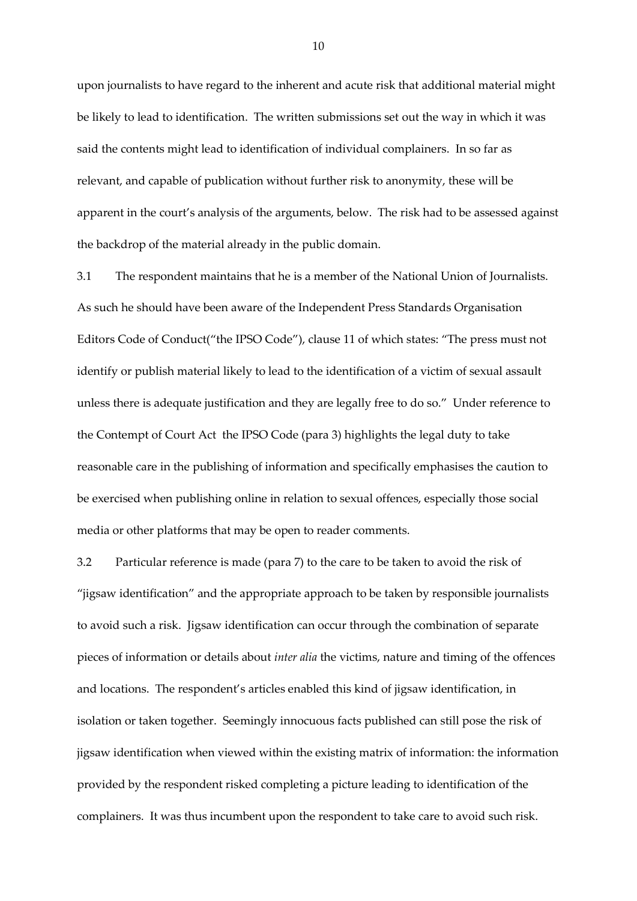upon journalists to have regard to the inherent and acute risk that additional material might be likely to lead to identification. The written submissions set out the way in which it was said the contents might lead to identification of individual complainers. In so far as relevant, and capable of publication without further risk to anonymity, these will be apparent in the court's analysis of the arguments, below. The risk had to be assessed against the backdrop of the material already in the public domain.

3.1 The respondent maintains that he is a member of the National Union of Journalists. As such he should have been aware of the Independent Press Standards Organisation Editors Code of Conduct("the IPSO Code"), clause 11 of which states: "The press must not identify or publish material likely to lead to the identification of a victim of sexual assault unless there is adequate justification and they are legally free to do so." Under reference to the Contempt of Court Act the IPSO Code (para 3) highlights the legal duty to take reasonable care in the publishing of information and specifically emphasises the caution to be exercised when publishing online in relation to sexual offences, especially those social media or other platforms that may be open to reader comments.

3.2 Particular reference is made (para 7) to the care to be taken to avoid the risk of "jigsaw identification" and the appropriate approach to be taken by responsible journalists to avoid such a risk. Jigsaw identification can occur through the combination of separate pieces of information or details about *inter alia* the victims, nature and timing of the offences and locations. The respondent's articles enabled this kind of jigsaw identification, in isolation or taken together. Seemingly innocuous facts published can still pose the risk of jigsaw identification when viewed within the existing matrix of information: the information provided by the respondent risked completing a picture leading to identification of the complainers. It was thus incumbent upon the respondent to take care to avoid such risk.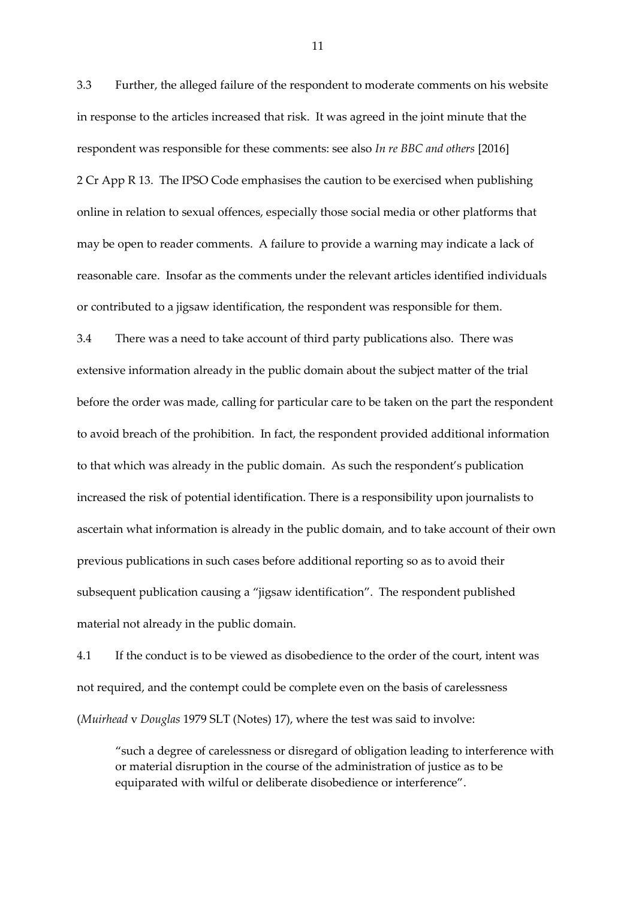3.3 Further, the alleged failure of the respondent to moderate comments on his website in response to the articles increased that risk. It was agreed in the joint minute that the respondent was responsible for these comments: see also *In re BBC and others* [2016] 2 Cr App R 13. The IPSO Code emphasises the caution to be exercised when publishing online in relation to sexual offences, especially those social media or other platforms that may be open to reader comments. A failure to provide a warning may indicate a lack of reasonable care. Insofar as the comments under the relevant articles identified individuals or contributed to a jigsaw identification, the respondent was responsible for them.

3.4 There was a need to take account of third party publications also. There was extensive information already in the public domain about the subject matter of the trial before the order was made, calling for particular care to be taken on the part the respondent to avoid breach of the prohibition. In fact, the respondent provided additional information to that which was already in the public domain. As such the respondent's publication increased the risk of potential identification. There is a responsibility upon journalists to ascertain what information is already in the public domain, and to take account of their own previous publications in such cases before additional reporting so as to avoid their subsequent publication causing a "jigsaw identification". The respondent published material not already in the public domain.

4.1 If the conduct is to be viewed as disobedience to the order of the court, intent was not required, and the contempt could be complete even on the basis of carelessness (*Muirhead* v *Douglas* 1979 SLT (Notes) 17), where the test was said to involve:

> "such a degree of carelessness or disregard of obligation leading to interference with or material disruption in the course of the administration of justice as to be equiparated with wilful or deliberate disobedience or interference".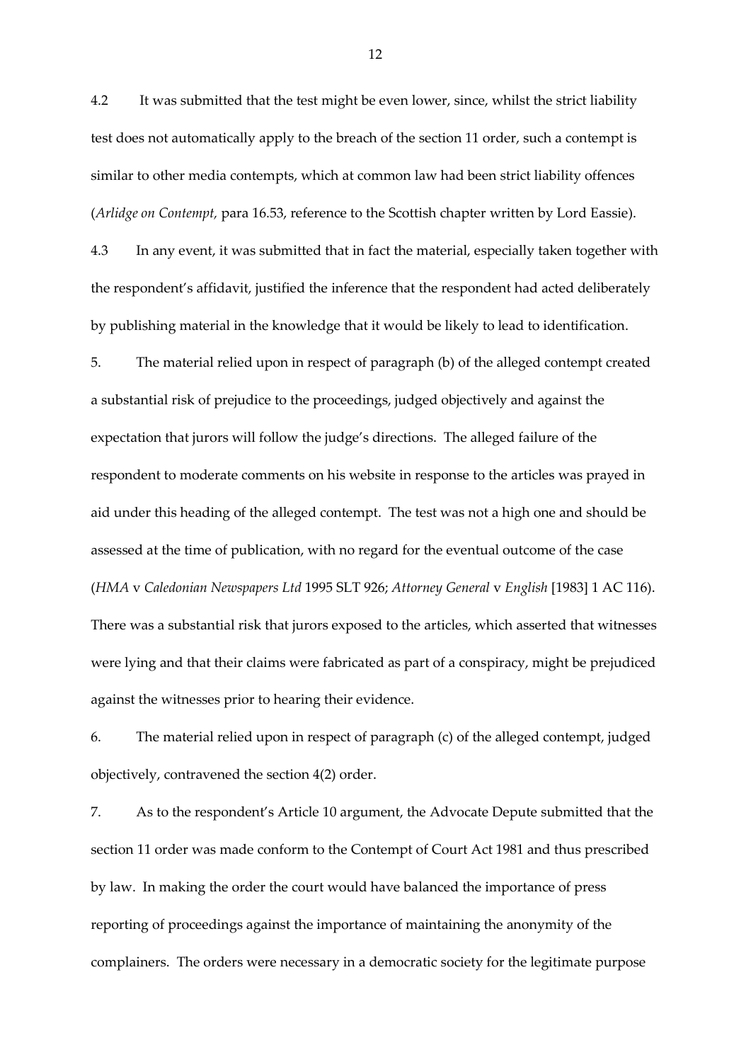4.2 It was submitted that the test might be even lower, since, whilst the strict liability test does not automatically apply to the breach of the section 11 order, such a contempt is similar to other media contempts, which at common law had been strict liability offences (*Arlidge on Contempt,* para 16.53, reference to the Scottish chapter written by Lord Eassie).

4.3 In any event, it was submitted that in fact the material, especially taken together with the respondent's affidavit, justified the inference that the respondent had acted deliberately by publishing material in the knowledge that it would be likely to lead to identification.

5. The material relied upon in respect of paragraph (b) of the alleged contempt created a substantial risk of prejudice to the proceedings, judged objectively and against the expectation that jurors will follow the judge's directions. The alleged failure of the respondent to moderate comments on his website in response to the articles was prayed in aid under this heading of the alleged contempt. The test was not a high one and should be assessed at the time of publication, with no regard for the eventual outcome of the case (*HMA* v *Caledonian Newspapers Ltd* 1995 SLT 926; *Attorney General* v *English* [1983] 1 AC 116). There was a substantial risk that jurors exposed to the articles, which asserted that witnesses were lying and that their claims were fabricated as part of a conspiracy, might be prejudiced against the witnesses prior to hearing their evidence.

6. The material relied upon in respect of paragraph (c) of the alleged contempt, judged objectively, contravened the section 4(2) order.

7. As to the respondent's Article 10 argument, the Advocate Depute submitted that the section 11 order was made conform to the Contempt of Court Act 1981 and thus prescribed by law. In making the order the court would have balanced the importance of press reporting of proceedings against the importance of maintaining the anonymity of the complainers. The orders were necessary in a democratic society for the legitimate purpose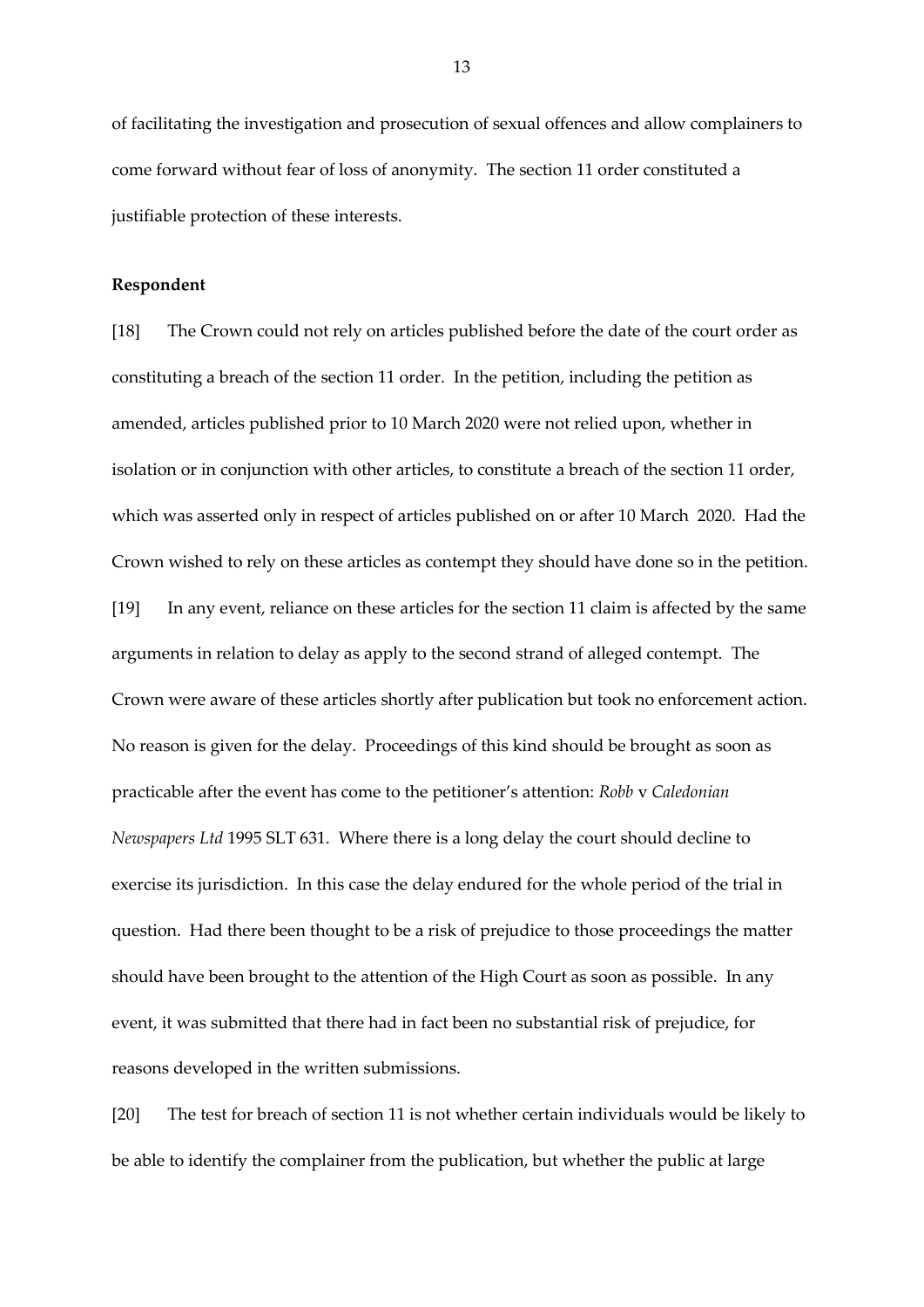of facilitating the investigation and prosecution of sexual offences and allow complainers to come forward without fear of loss of anonymity. The section 11 order constituted a justifiable protection of these interests.

**Respondent**

[18] The Crown could not rely on articles published before the date of the court order as constituting a breach of the section 11 order. In the petition, including the petition as amended, articles published prior to 10 March 2020 were not relied upon, whether in isolation or in conjunction with other articles, to constitute a breach of the section 11 order, which was asserted only in respect of articles published on or after 10 March 2020. Had the Crown wished to rely on these articles as contempt they should have done so in the petition.

[19] In any event, reliance on these articles for the section 11 claim is affected by the same arguments in relation to delay as apply to the second strand of alleged contempt. The Crown were aware of these articles shortly after publication but took no enforcement action. No reason is given for the delay. Proceedings of this kind should be brought as soon as practicable after the event has come to the petitioner's attention: *Robb* v *Caledonian Newspapers Ltd* 1995 SLT 631. Where there is a long delay the court should decline to exercise its jurisdiction. In this case the delay endured for the whole period of the trial in question. Had there been thought to be a risk of prejudice to those proceedings the matter should have been brought to the attention of the High Court as soon as possible. In any event, it was submitted that there had in fact been no substantial risk of prejudice, for reasons developed in the written submissions.

[20] The test for breach of section 11 is not whether certain individuals would be likely to be able to identify the complainer from the publication, but whether the public at large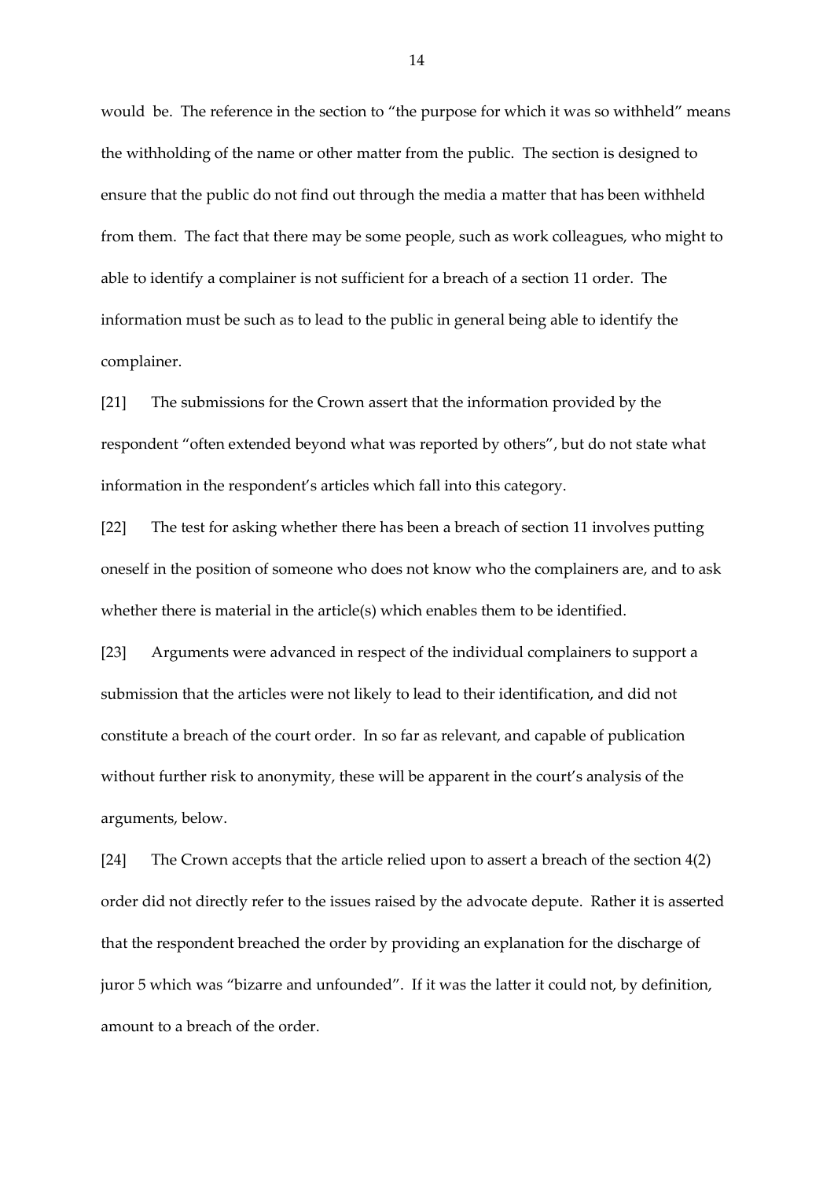would be. The reference in the section to "the purpose for which it was so withheld" means the withholding of the name or other matter from the public. The section is designed to ensure that the public do not find out through the media a matter that has been withheld from them. The fact that there may be some people, such as work colleagues, who might to able to identify a complainer is not sufficient for a breach of a section 11 order. The information must be such as to lead to the public in general being able to identify the complainer.

[21] The submissions for the Crown assert that the information provided by the respondent "often extended beyond what was reported by others", but do not state what information in the respondent's articles which fall into this category.

[22] The test for asking whether there has been a breach of section 11 involves putting oneself in the position of someone who does not know who the complainers are, and to ask whether there is material in the article(s) which enables them to be identified.

[23] Arguments were advanced in respect of the individual complainers to support a submission that the articles were not likely to lead to their identification, and did not constitute a breach of the court order. In so far as relevant, and capable of publication without further risk to anonymity, these will be apparent in the court's analysis of the arguments, below.

[24] The Crown accepts that the article relied upon to assert a breach of the section 4(2) order did not directly refer to the issues raised by the advocate depute. Rather it is asserted that the respondent breached the order by providing an explanation for the discharge of juror 5 which was "bizarre and unfounded". If it was the latter it could not, by definition, amount to a breach of the order.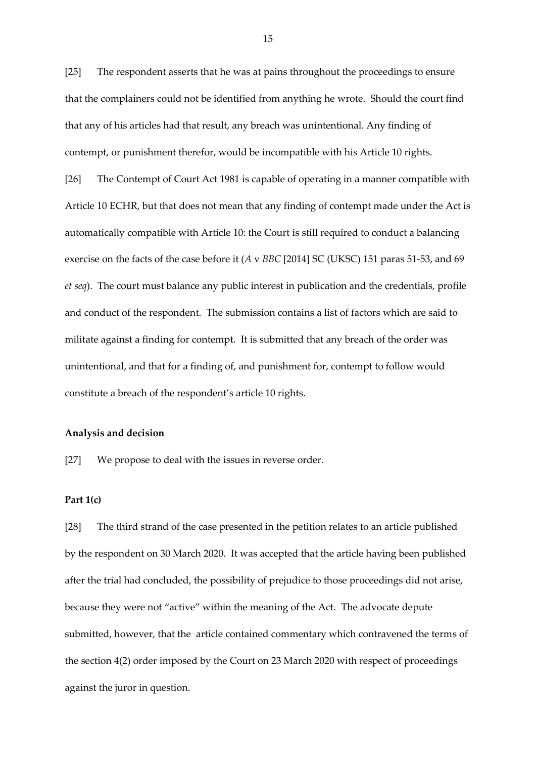[25] The respondent asserts that he was at pains throughout the proceedings to ensure that the complainers could not be identified from anything he wrote. Should the court find that any of his articles had that result, any breach was unintentional. Any finding of contempt, or punishment therefor, would be incompatible with his Article 10 rights.

[26] The Contempt of Court Act 1981 is capable of operating in a manner compatible with Article 10 ECHR, but that does not mean that any finding of contempt made under the Act is automatically compatible with Article 10: the Court is still required to conduct a balancing exercise on the facts of the case before it (*A* v *BBC* [2014] SC (UKSC) 151 paras 51-53, and 69 *et seq*). The court must balance any public interest in publication and the credentials, profile and conduct of the respondent. The submission contains a list of factors which are said to militate against a finding for contempt. It is submitted that any breach of the order was unintentional, and that for a finding of, and punishment for, contempt to follow would constitute a breach of the respondent's article 10 rights.

**Analysis and decision**

[27] We propose to deal with the issues in reverse order.

**Part 1(c)**

[28] The third strand of the case presented in the petition relates to an article published by the respondent on 30 March 2020. It was accepted that the article having been published after the trial had concluded, the possibility of prejudice to those proceedings did not arise, because they were not "active" within the meaning of the Act. The advocate depute submitted, however, that the article contained commentary which contravened the terms of the section 4(2) order imposed by the Court on 23 March 2020 with respect of proceedings against the juror in question.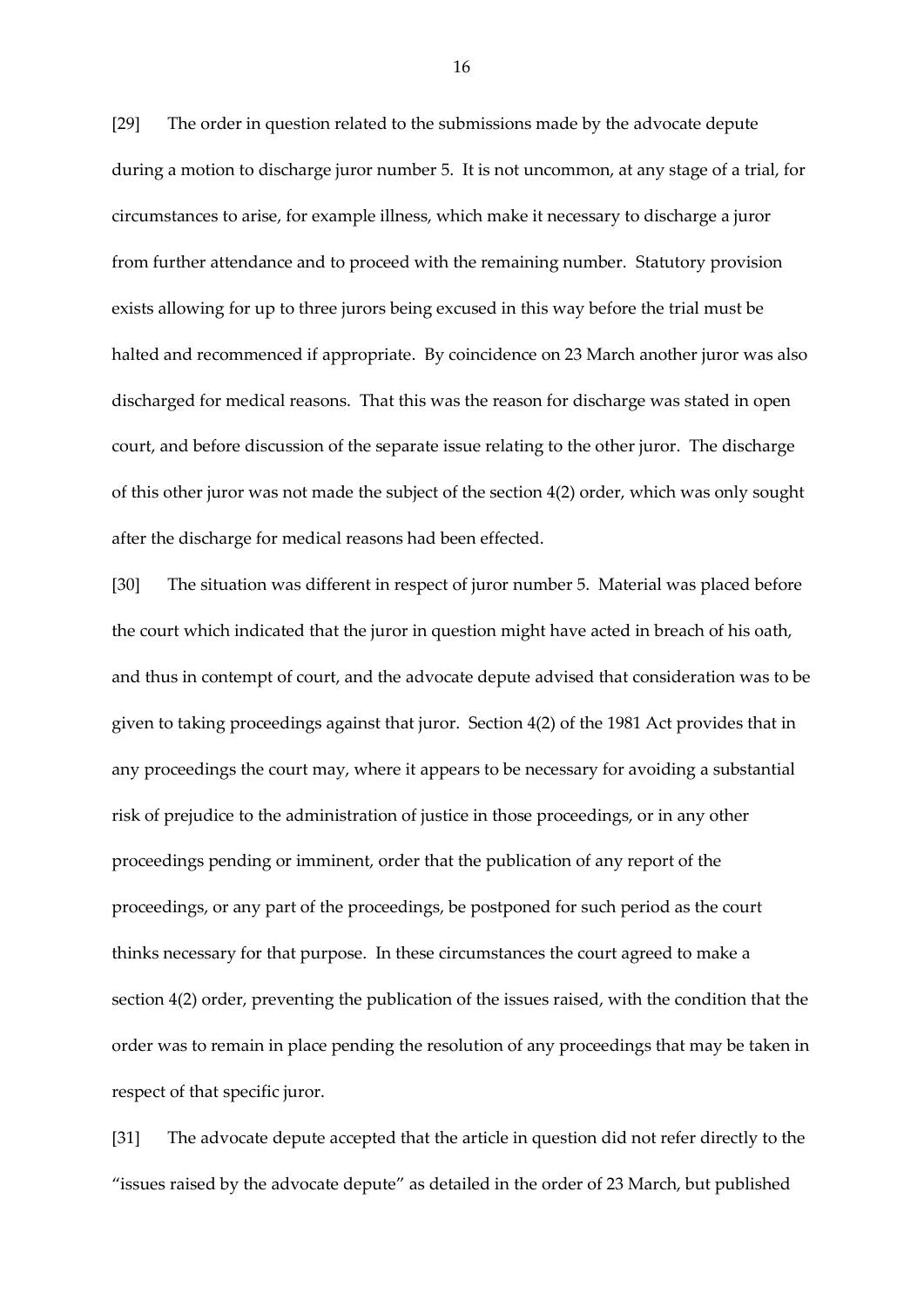[29] The order in question related to the submissions made by the advocate depute during a motion to discharge juror number 5. It is not uncommon, at any stage of a trial, for circumstances to arise, for example illness, which make it necessary to discharge a juror from further attendance and to proceed with the remaining number. Statutory provision exists allowing for up to three jurors being excused in this way before the trial must be halted and recommenced if appropriate. By coincidence on 23 March another juror was also discharged for medical reasons. That this was the reason for discharge was stated in open court, and before discussion of the separate issue relating to the other juror. The discharge of this other juror was not made the subject of the section 4(2) order, which was only sought after the discharge for medical reasons had been effected.

[30] The situation was different in respect of juror number 5. Material was placed before the court which indicated that the juror in question might have acted in breach of his oath, and thus in contempt of court, and the advocate depute advised that consideration was to be given to taking proceedings against that juror. Section 4(2) of the 1981 Act provides that in any proceedings the court may, where it appears to be necessary for avoiding a substantial risk of prejudice to the administration of justice in those proceedings, or in any other proceedings pending or imminent, order that the publication of any report of the proceedings, or any part of the proceedings, be postponed for such period as the court thinks necessary for that purpose. In these circumstances the court agreed to make a section 4(2) order, preventing the publication of the issues raised, with the condition that the order was to remain in place pending the resolution of any proceedings that may be taken in respect of that specific juror.

[31] The advocate depute accepted that the article in question did not refer directly to the "issues raised by the advocate depute" as detailed in the order of 23 March, but published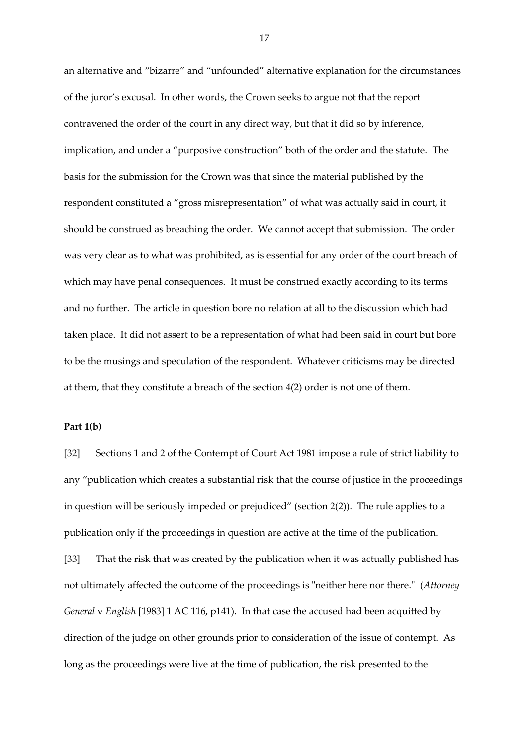an alternative and "bizarre" and "unfounded" alternative explanation for the circumstances of the juror's excusal. In other words, the Crown seeks to argue not that the report contravened the order of the court in any direct way, but that it did so by inference, implication, and under a "purposive construction" both of the order and the statute. The basis for the submission for the Crown was that since the material published by the respondent constituted a "gross misrepresentation" of what was actually said in court, it should be construed as breaching the order. We cannot accept that submission. The order was very clear as to what was prohibited, as is essential for any order of the court breach of which may have penal consequences. It must be construed exactly according to its terms and no further. The article in question bore no relation at all to the discussion which had taken place. It did not assert to be a representation of what had been said in court but bore to be the musings and speculation of the respondent. Whatever criticisms may be directed at them, that they constitute a breach of the section 4(2) order is not one of them.

**Part 1(b)**

[32] Sections 1 and 2 of the Contempt of Court Act 1981 impose a rule of strict liability to any "publication which creates a substantial risk that the course of justice in the proceedings in question will be seriously impeded or prejudiced" (section 2(2)). The rule applies to a publication only if the proceedings in question are active at the time of the publication.

[33] That the risk that was created by the publication when it was actually published has not ultimately affected the outcome of the proceedings is "neither here nor there." (*Attorney General* v *English* [1983] 1 AC 116, p141). In that case the accused had been acquitted by direction of the judge on other grounds prior to consideration of the issue of contempt. As long as the proceedings were live at the time of publication, the risk presented to the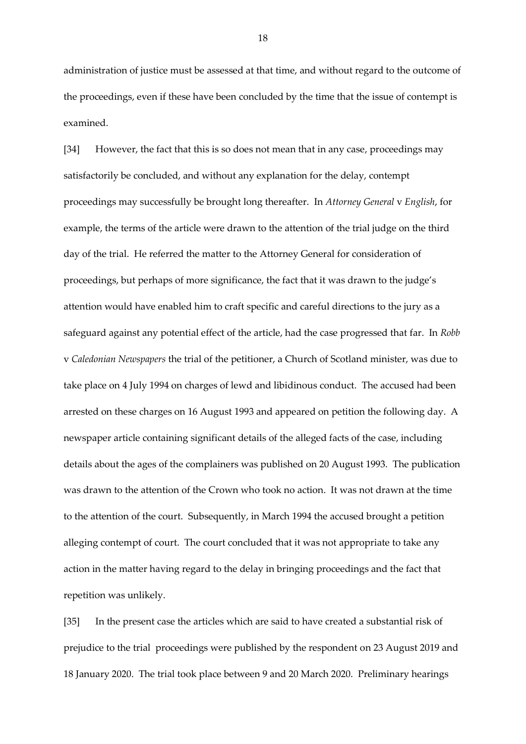administration of justice must be assessed at that time, and without regard to the outcome of the proceedings, even if these have been concluded by the time that the issue of contempt is examined.

[34] However, the fact that this is so does not mean that in any case, proceedings may satisfactorily be concluded, and without any explanation for the delay, contempt proceedings may successfully be brought long thereafter. In *Attorney General* v *English*, for example, the terms of the article were drawn to the attention of the trial judge on the third day of the trial. He referred the matter to the Attorney General for consideration of proceedings, but perhaps of more significance, the fact that it was drawn to the judge's attention would have enabled him to craft specific and careful directions to the jury as a safeguard against any potential effect of the article, had the case progressed that far. In *Robb* v *Caledonian Newspapers* the trial of the petitioner, a Church of Scotland minister, was due to take place on 4 July 1994 on charges of lewd and libidinous conduct. The accused had been arrested on these charges on 16 August 1993 and appeared on petition the following day. A newspaper article containing significant details of the alleged facts of the case, including details about the ages of the complainers was published on 20 August 1993. The publication was drawn to the attention of the Crown who took no action. It was not drawn at the time to the attention of the court. Subsequently, in March 1994 the accused brought a petition alleging contempt of court. The court concluded that it was not appropriate to take any action in the matter having regard to the delay in bringing proceedings and the fact that repetition was unlikely.

[35] In the present case the articles which are said to have created a substantial risk of prejudice to the trial proceedings were published by the respondent on 23 August 2019 and 18 January 2020. The trial took place between 9 and 20 March 2020. Preliminary hearings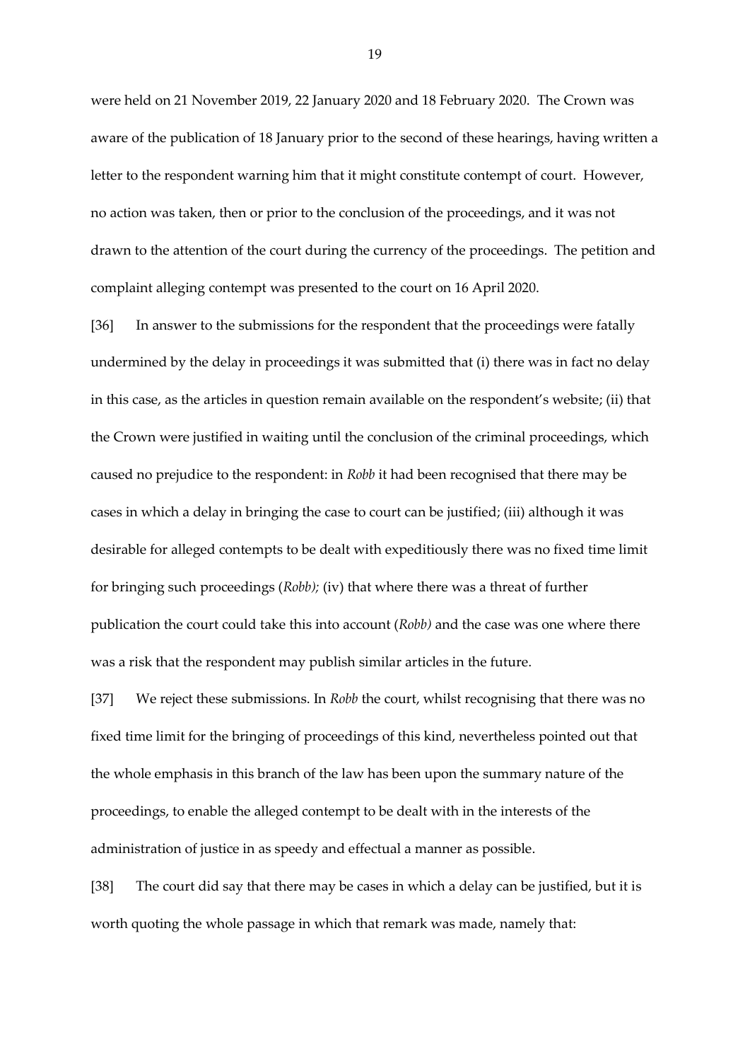were held on 21 November 2019, 22 January 2020 and 18 February 2020. The Crown was aware of the publication of 18 January prior to the second of these hearings, having written a letter to the respondent warning him that it might constitute contempt of court. However, no action was taken, then or prior to the conclusion of the proceedings, and it was not drawn to the attention of the court during the currency of the proceedings. The petition and complaint alleging contempt was presented to the court on 16 April 2020.

[36] In answer to the submissions for the respondent that the proceedings were fatally undermined by the delay in proceedings it was submitted that (i) there was in fact no delay in this case, as the articles in question remain available on the respondent's website; (ii) that the Crown were justified in waiting until the conclusion of the criminal proceedings, which caused no prejudice to the respondent: in *Robb* it had been recognised that there may be cases in which a delay in bringing the case to court can be justified; (iii) although it was desirable for alleged contempts to be dealt with expeditiously there was no fixed time limit for bringing such proceedings (*Robb);* (iv) that where there was a threat of further publication the court could take this into account (*Robb)* and the case was one where there was a risk that the respondent may publish similar articles in the future.

[37] We reject these submissions. In *Robb* the court, whilst recognising that there was no fixed time limit for the bringing of proceedings of this kind, nevertheless pointed out that the whole emphasis in this branch of the law has been upon the summary nature of the proceedings, to enable the alleged contempt to be dealt with in the interests of the administration of justice in as speedy and effectual a manner as possible.

[38] The court did say that there may be cases in which a delay can be justified, but it is worth quoting the whole passage in which that remark was made, namely that: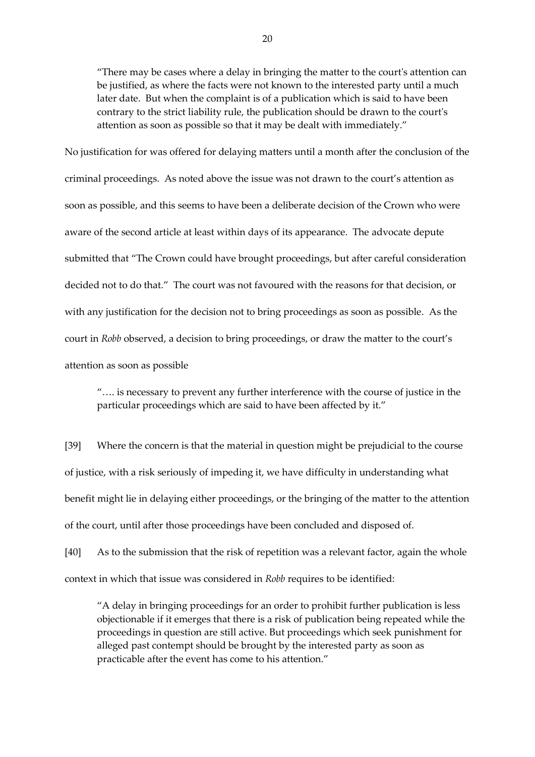> "There may be cases where a delay in bringing the matter to the court's attention can be justified, as where the facts were not known to the interested party until a much later date. But when the complaint is of a publication which is said to have been contrary to the strict liability rule, the publication should be drawn to the court's attention as soon as possible so that it may be dealt with immediately."

No justification for was offered for delaying matters until a month after the conclusion of the criminal proceedings. As noted above the issue was not drawn to the court's attention as soon as possible, and this seems to have been a deliberate decision of the Crown who were aware of the second article at least within days of its appearance. The advocate depute submitted that "The Crown could have brought proceedings, but after careful consideration decided not to do that." The court was not favoured with the reasons for that decision, or with any justification for the decision not to bring proceedings as soon as possible. As the court in *Robb* observed, a decision to bring proceedings, or draw the matter to the court's attention as soon as possible

> "…. is necessary to prevent any further interference with the course of justice in the particular proceedings which are said to have been affected by it."

[39] Where the concern is that the material in question might be prejudicial to the course of justice, with a risk seriously of impeding it, we have difficulty in understanding what benefit might lie in delaying either proceedings, or the bringing of the matter to the attention of the court, until after those proceedings have been concluded and disposed of.

[40] As to the submission that the risk of repetition was a relevant factor, again the whole context in which that issue was considered in *Robb* requires to be identified:

> "A delay in bringing proceedings for an order to prohibit further publication is less objectionable if it emerges that there is a risk of publication being repeated while the proceedings in question are still active. But proceedings which seek punishment for alleged past contempt should be brought by the interested party as soon as practicable after the event has come to his attention."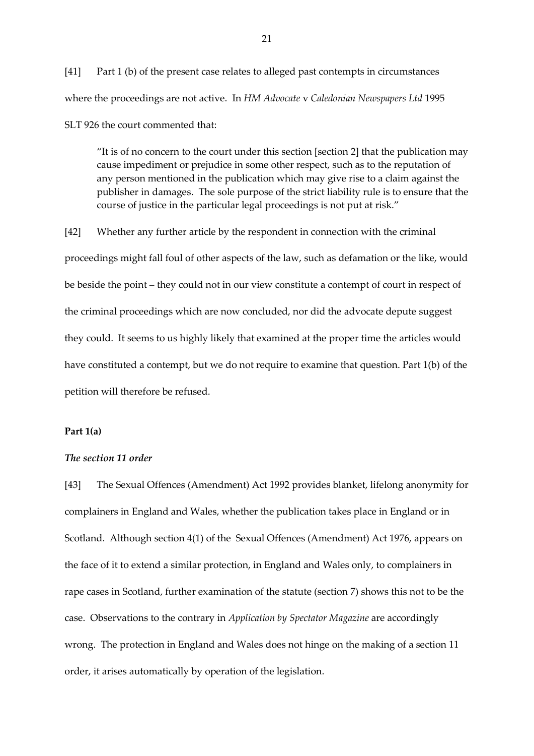[41] Part 1 (b) of the present case relates to alleged past contempts in circumstances where the proceedings are not active. In *HM Advocate* v *Caledonian Newspapers Ltd* 1995 SLT 926 the court commented that:

> "It is of no concern to the court under this section [section 2] that the publication may cause impediment or prejudice in some other respect, such as to the reputation of any person mentioned in the publication which may give rise to a claim against the publisher in damages. The sole purpose of the strict liability rule is to ensure that the course of justice in the particular legal proceedings is not put at risk."

[42] Whether any further article by the respondent in connection with the criminal proceedings might fall foul of other aspects of the law, such as defamation or the like, would be beside the point – they could not in our view constitute a contempt of court in respect of the criminal proceedings which are now concluded, nor did the advocate depute suggest they could. It seems to us highly likely that examined at the proper time the articles would have constituted a contempt, but we do not require to examine that question. Part 1(b) of the petition will therefore be refused.

**Part 1(a)**

***The section 11 order***

[43] The Sexual Offences (Amendment) Act 1992 provides blanket, lifelong anonymity for complainers in England and Wales, whether the publication takes place in England or in Scotland. Although section 4(1) of the Sexual Offences (Amendment) Act 1976, appears on the face of it to extend a similar protection, in England and Wales only, to complainers in rape cases in Scotland, further examination of the statute (section 7) shows this not to be the case. Observations to the contrary in *Application by Spectator Magazine* are accordingly wrong. The protection in England and Wales does not hinge on the making of a section 11 order, it arises automatically by operation of the legislation.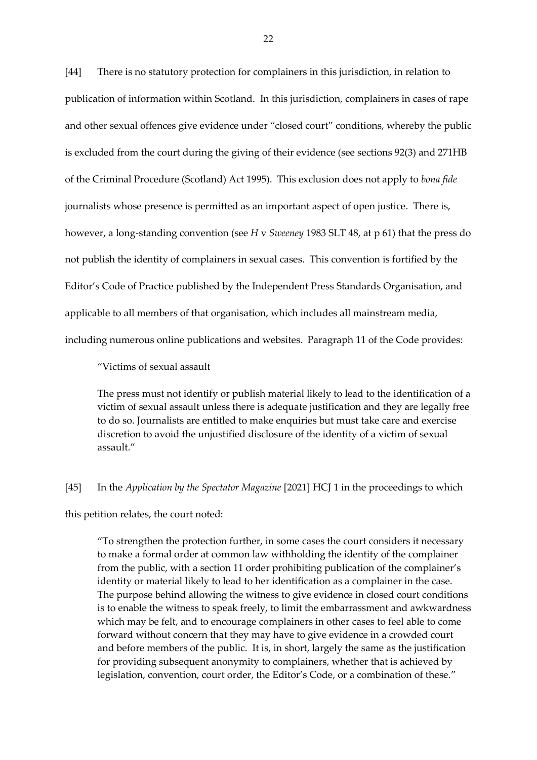[44] There is no statutory protection for complainers in this jurisdiction, in relation to publication of information within Scotland. In this jurisdiction, complainers in cases of rape and other sexual offences give evidence under "closed court" conditions, whereby the public is excluded from the court during the giving of their evidence (see sections 92(3) and 271HB of the Criminal Procedure (Scotland) Act 1995). This exclusion does not apply to *bona fide* journalists whose presence is permitted as an important aspect of open justice. There is, however, a long-standing convention (see *H* v *Sweeney* 1983 SLT 48, at p 61) that the press do not publish the identity of complainers in sexual cases. This convention is fortified by the Editor's Code of Practice published by the Independent Press Standards Organisation, and applicable to all members of that organisation, which includes all mainstream media, including numerous online publications and websites. Paragraph 11 of the Code provides:

> "Victims of sexual assault
>
> The press must not identify or publish material likely to lead to the identification of a victim of sexual assault unless there is adequate justification and they are legally free to do so. Journalists are entitled to make enquiries but must take care and exercise discretion to avoid the unjustified disclosure of the identity of a victim of sexual assault."

[45] In the *Application by the Spectator Magazine* [2021] HCJ 1 in the proceedings to which this petition relates, the court noted:

> "To strengthen the protection further, in some cases the court considers it necessary to make a formal order at common law withholding the identity of the complainer from the public, with a section 11 order prohibiting publication of the complainer's identity or material likely to lead to her identification as a complainer in the case. The purpose behind allowing the witness to give evidence in closed court conditions is to enable the witness to speak freely, to limit the embarrassment and awkwardness which may be felt, and to encourage complainers in other cases to feel able to come forward without concern that they may have to give evidence in a crowded court and before members of the public. It is, in short, largely the same as the justification for providing subsequent anonymity to complainers, whether that is achieved by legislation, convention, court order, the Editor's Code, or a combination of these."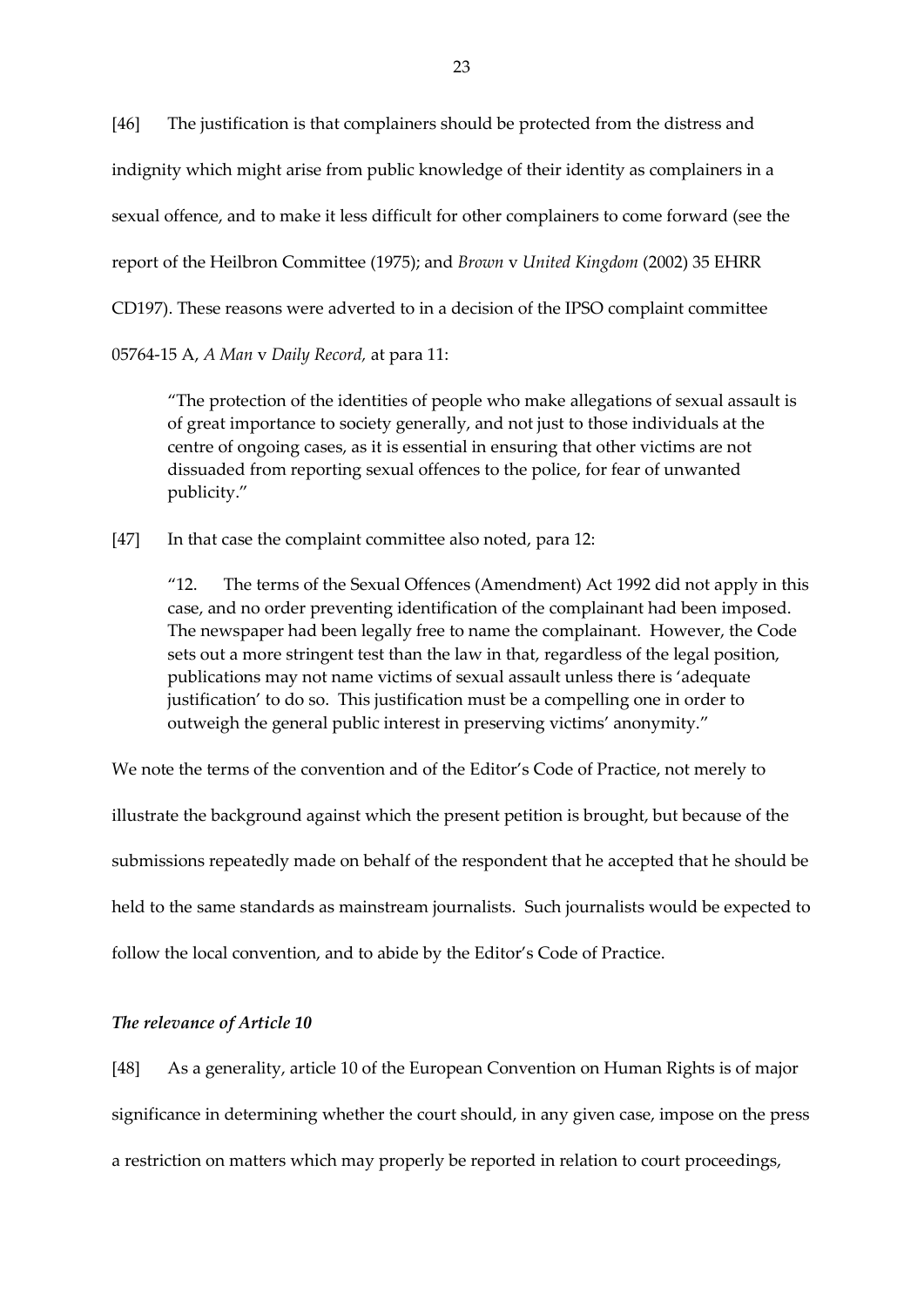[46] The justification is that complainers should be protected from the distress and indignity which might arise from public knowledge of their identity as complainers in a sexual offence, and to make it less difficult for other complainers to come forward (see the report of the Heilbron Committee (1975); and *Brown* v *United Kingdom* (2002) 35 EHRR CD197). These reasons were adverted to in a decision of the IPSO complaint committee 05764-15 A, *A Man* v *Daily Record,* at para 11:

> "The protection of the identities of people who make allegations of sexual assault is of great importance to society generally, and not just to those individuals at the centre of ongoing cases, as it is essential in ensuring that other victims are not dissuaded from reporting sexual offences to the police, for fear of unwanted publicity."

[47] In that case the complaint committee also noted, para 12:

> "12. The terms of the Sexual Offences (Amendment) Act 1992 did not apply in this case, and no order preventing identification of the complainant had been imposed. The newspaper had been legally free to name the complainant. However, the Code sets out a more stringent test than the law in that, regardless of the legal position, publications may not name victims of sexual assault unless there is 'adequate justification' to do so. This justification must be a compelling one in order to outweigh the general public interest in preserving victims' anonymity."

We note the terms of the convention and of the Editor's Code of Practice, not merely to illustrate the background against which the present petition is brought, but because of the submissions repeatedly made on behalf of the respondent that he accepted that he should be held to the same standards as mainstream journalists. Such journalists would be expected to follow the local convention, and to abide by the Editor's Code of Practice.

### *The relevance of Article 10*

[48] As a generality, article 10 of the European Convention on Human Rights is of major significance in determining whether the court should, in any given case, impose on the press a restriction on matters which may properly be reported in relation to court proceedings,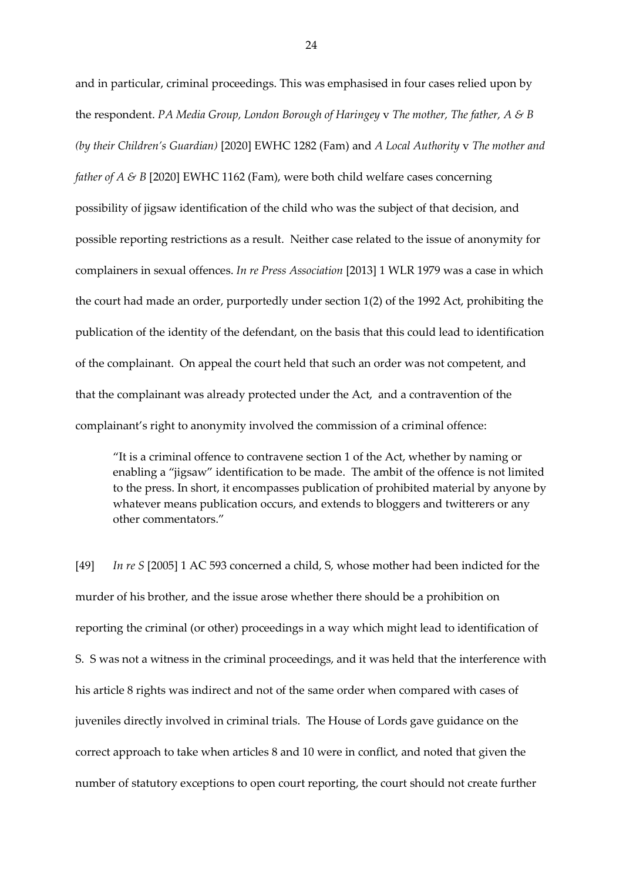and in particular, criminal proceedings. This was emphasised in four cases relied upon by the respondent. *PA Media Group, London Borough of Haringey* v *The mother, The father, A & B (by their Children's Guardian)* [2020] EWHC 1282 (Fam) and *A Local Authority* v *The mother and father of A & B* [2020] EWHC 1162 (Fam), were both child welfare cases concerning possibility of jigsaw identification of the child who was the subject of that decision, and possible reporting restrictions as a result. Neither case related to the issue of anonymity for complainers in sexual offences. *In re Press Association* [2013] 1 WLR 1979 was a case in which the court had made an order, purportedly under section 1(2) of the 1992 Act, prohibiting the publication of the identity of the defendant, on the basis that this could lead to identification of the complainant. On appeal the court held that such an order was not competent, and that the complainant was already protected under the Act, and a contravention of the complainant's right to anonymity involved the commission of a criminal offence:

> "It is a criminal offence to contravene section 1 of the Act, whether by naming or enabling a "jigsaw" identification to be made. The ambit of the offence is not limited to the press. In short, it encompasses publication of prohibited material by anyone by whatever means publication occurs, and extends to bloggers and twitterers or any other commentators."

[49] *In re S* [2005] 1 AC 593 concerned a child, S, whose mother had been indicted for the murder of his brother, and the issue arose whether there should be a prohibition on reporting the criminal (or other) proceedings in a way which might lead to identification of S. S was not a witness in the criminal proceedings, and it was held that the interference with his article 8 rights was indirect and not of the same order when compared with cases of juveniles directly involved in criminal trials. The House of Lords gave guidance on the correct approach to take when articles 8 and 10 were in conflict, and noted that given the number of statutory exceptions to open court reporting, the court should not create further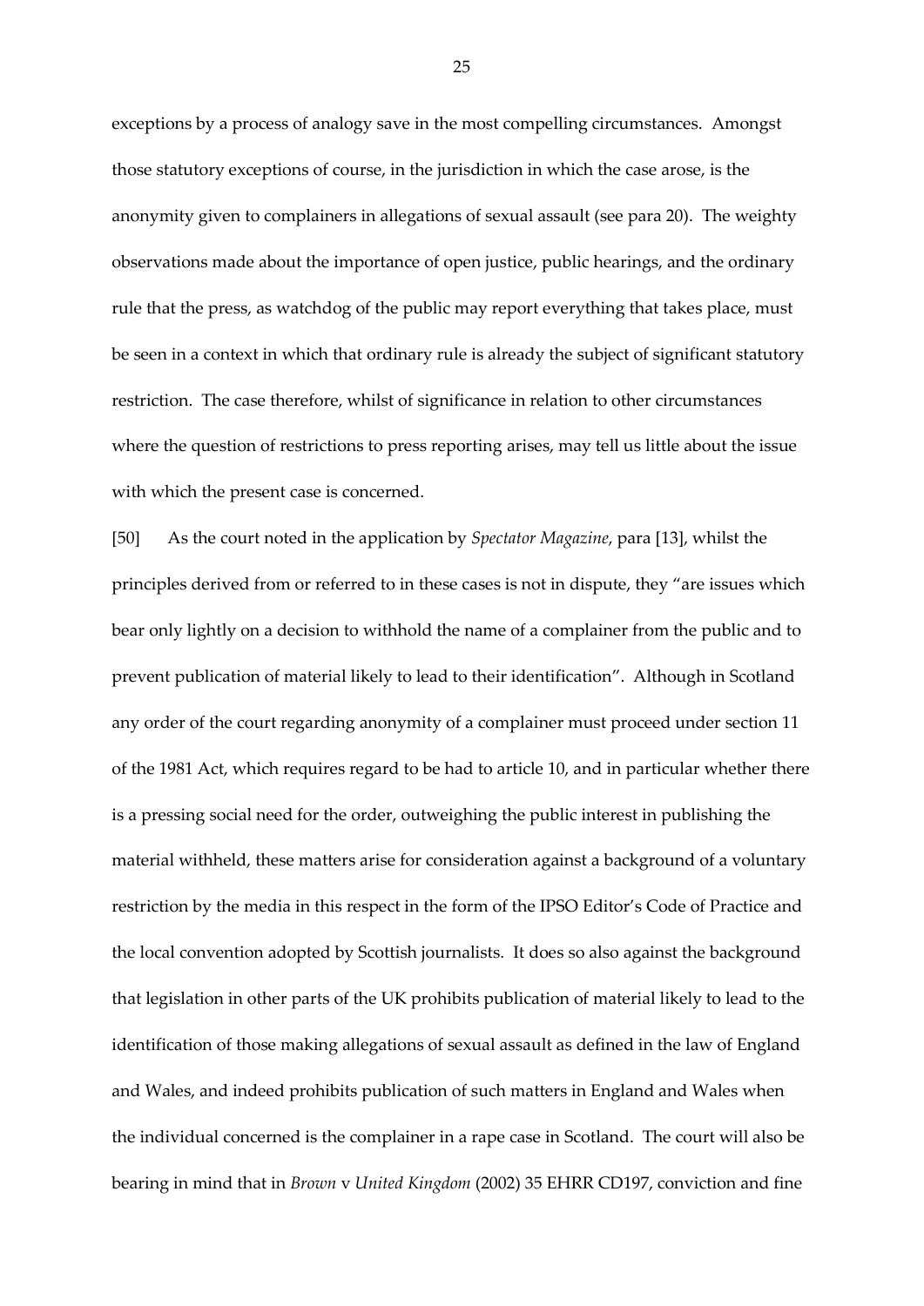exceptions by a process of analogy save in the most compelling circumstances. Amongst those statutory exceptions of course, in the jurisdiction in which the case arose, is the anonymity given to complainers in allegations of sexual assault (see para 20). The weighty observations made about the importance of open justice, public hearings, and the ordinary rule that the press, as watchdog of the public may report everything that takes place, must be seen in a context in which that ordinary rule is already the subject of significant statutory restriction. The case therefore, whilst of significance in relation to other circumstances where the question of restrictions to press reporting arises, may tell us little about the issue with which the present case is concerned.

[50] As the court noted in the application by *Spectator Magazine*, para [13], whilst the principles derived from or referred to in these cases is not in dispute, they "are issues which bear only lightly on a decision to withhold the name of a complainer from the public and to prevent publication of material likely to lead to their identification". Although in Scotland any order of the court regarding anonymity of a complainer must proceed under section 11 of the 1981 Act, which requires regard to be had to article 10, and in particular whether there is a pressing social need for the order, outweighing the public interest in publishing the material withheld, these matters arise for consideration against a background of a voluntary restriction by the media in this respect in the form of the IPSO Editor's Code of Practice and the local convention adopted by Scottish journalists. It does so also against the background that legislation in other parts of the UK prohibits publication of material likely to lead to the identification of those making allegations of sexual assault as defined in the law of England and Wales, and indeed prohibits publication of such matters in England and Wales when the individual concerned is the complainer in a rape case in Scotland. The court will also be bearing in mind that in *Brown* v *United Kingdom* (2002) 35 EHRR CD197, conviction and fine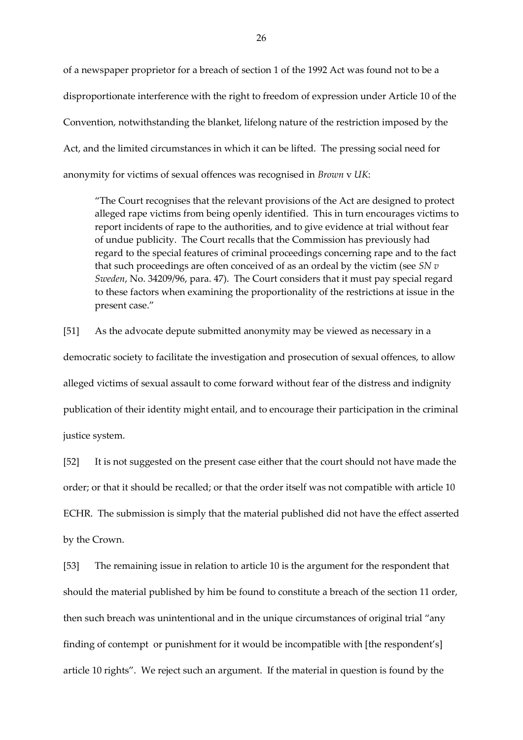of a newspaper proprietor for a breach of section 1 of the 1992 Act was found not to be a disproportionate interference with the right to freedom of expression under Article 10 of the Convention, notwithstanding the blanket, lifelong nature of the restriction imposed by the Act, and the limited circumstances in which it can be lifted. The pressing social need for anonymity for victims of sexual offences was recognised in *Brown* v *UK*:

> "The Court recognises that the relevant provisions of the Act are designed to protect alleged rape victims from being openly identified. This in turn encourages victims to report incidents of rape to the authorities, and to give evidence at trial without fear of undue publicity. The Court recalls that the Commission has previously had regard to the special features of criminal proceedings concerning rape and to the fact that such proceedings are often conceived of as an ordeal by the victim (see *SN v Sweden*, No. 34209/96, para. 47). The Court considers that it must pay special regard to these factors when examining the proportionality of the restrictions at issue in the present case."

[51] As the advocate depute submitted anonymity may be viewed as necessary in a democratic society to facilitate the investigation and prosecution of sexual offences, to allow alleged victims of sexual assault to come forward without fear of the distress and indignity publication of their identity might entail, and to encourage their participation in the criminal justice system.

[52] It is not suggested on the present case either that the court should not have made the order; or that it should be recalled; or that the order itself was not compatible with article 10 ECHR. The submission is simply that the material published did not have the effect asserted by the Crown.

[53] The remaining issue in relation to article 10 is the argument for the respondent that should the material published by him be found to constitute a breach of the section 11 order, then such breach was unintentional and in the unique circumstances of original trial "any finding of contempt or punishment for it would be incompatible with [the respondent's] article 10 rights". We reject such an argument. If the material in question is found by the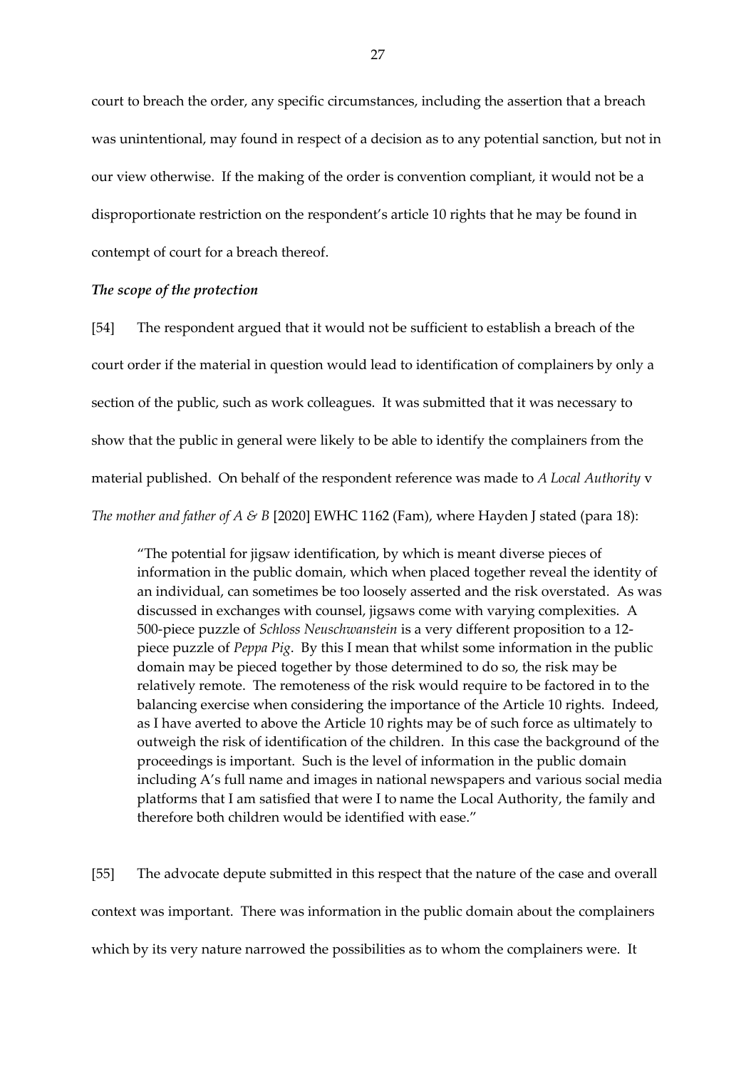court to breach the order, any specific circumstances, including the assertion that a breach was unintentional, may found in respect of a decision as to any potential sanction, but not in our view otherwise. If the making of the order is convention compliant, it would not be a disproportionate restriction on the respondent's article 10 rights that he may be found in contempt of court for a breach thereof.

***The scope of the protection***

[54] The respondent argued that it would not be sufficient to establish a breach of the court order if the material in question would lead to identification of complainers by only a section of the public, such as work colleagues. It was submitted that it was necessary to show that the public in general were likely to be able to identify the complainers from the material published. On behalf of the respondent reference was made to *A Local Authority* v *The mother and father of A & B* [2020] EWHC 1162 (Fam), where Hayden J stated (para 18):

> "The potential for jigsaw identification, by which is meant diverse pieces of information in the public domain, which when placed together reveal the identity of an individual, can sometimes be too loosely asserted and the risk overstated. As was discussed in exchanges with counsel, jigsaws come with varying complexities. A 500-piece puzzle of *Schloss Neuschwanstein* is a very different proposition to a 12-piece puzzle of *Peppa Pig*. By this I mean that whilst some information in the public domain may be pieced together by those determined to do so, the risk may be relatively remote. The remoteness of the risk would require to be factored in to the balancing exercise when considering the importance of the Article 10 rights. Indeed, as I have averted to above the Article 10 rights may be of such force as ultimately to outweigh the risk of identification of the children. In this case the background of the proceedings is important. Such is the level of information in the public domain including A's full name and images in national newspapers and various social media platforms that I am satisfied that were I to name the Local Authority, the family and therefore both children would be identified with ease."

[55] The advocate depute submitted in this respect that the nature of the case and overall context was important. There was information in the public domain about the complainers which by its very nature narrowed the possibilities as to whom the complainers were. It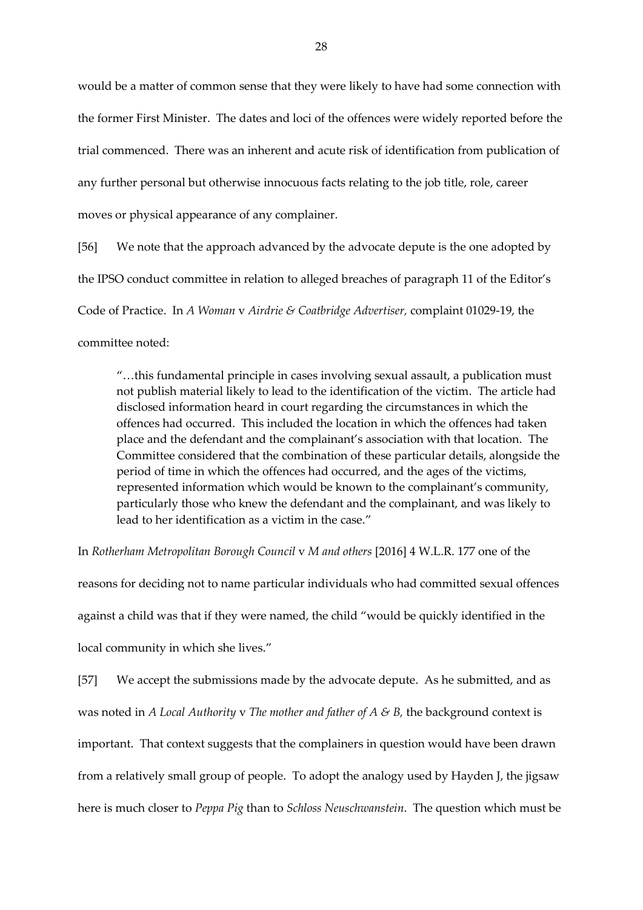would be a matter of common sense that they were likely to have had some connection with the former First Minister. The dates and loci of the offences were widely reported before the trial commenced. There was an inherent and acute risk of identification from publication of any further personal but otherwise innocuous facts relating to the job title, role, career moves or physical appearance of any complainer.

[56] We note that the approach advanced by the advocate depute is the one adopted by the IPSO conduct committee in relation to alleged breaches of paragraph 11 of the Editor's Code of Practice. In *A Woman* v *Airdrie & Coatbridge Advertiser*, complaint 01029-19, the committee noted:

> "…this fundamental principle in cases involving sexual assault, a publication must not publish material likely to lead to the identification of the victim. The article had disclosed information heard in court regarding the circumstances in which the offences had occurred. This included the location in which the offences had taken place and the defendant and the complainant's association with that location. The Committee considered that the combination of these particular details, alongside the period of time in which the offences had occurred, and the ages of the victims, represented information which would be known to the complainant's community, particularly those who knew the defendant and the complainant, and was likely to lead to her identification as a victim in the case."

In *Rotherham Metropolitan Borough Council* v *M and others* [2016] 4 W.L.R. 177 one of the reasons for deciding not to name particular individuals who had committed sexual offences against a child was that if they were named, the child "would be quickly identified in the local community in which she lives."

[57] We accept the submissions made by the advocate depute. As he submitted, and as was noted in *A Local Authority* v *The mother and father of A & B*, the background context is important. That context suggests that the complainers in question would have been drawn from a relatively small group of people. To adopt the analogy used by Hayden J, the jigsaw here is much closer to *Peppa Pig* than to *Schloss Neuschwanstein*. The question which must be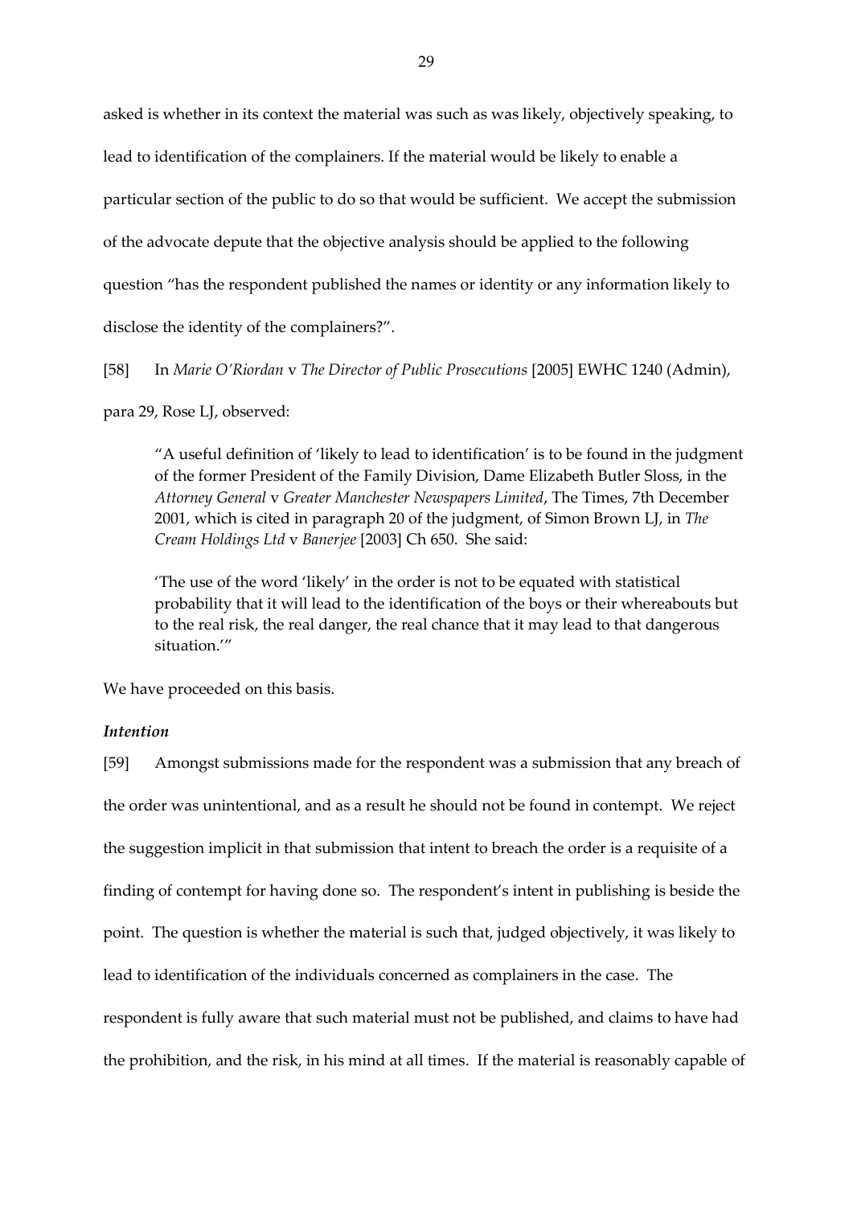asked is whether in its context the material was such as was likely, objectively speaking, to lead to identification of the complainers. If the material would be likely to enable a particular section of the public to do so that would be sufficient. We accept the submission of the advocate depute that the objective analysis should be applied to the following question "has the respondent published the names or identity or any information likely to disclose the identity of the complainers?".

[58] In *Marie O'Riordan* v *The Director of Public Prosecutions* [2005] EWHC 1240 (Admin), para 29, Rose LJ, observed:

> "A useful definition of 'likely to lead to identification' is to be found in the judgment of the former President of the Family Division, Dame Elizabeth Butler Sloss, in the *Attorney General* v *Greater Manchester Newspapers Limited*, The Times, 7th December 2001, which is cited in paragraph 20 of the judgment, of Simon Brown LJ, in *The Cream Holdings Ltd* v *Banerjee* [2003] Ch 650. She said:
>
> 'The use of the word 'likely' in the order is not to be equated with statistical probability that it will lead to the identification of the boys or their whereabouts but to the real risk, the real danger, the real chance that it may lead to that dangerous situation.'"

We have proceeded on this basis.

### *Intention*

[59] Amongst submissions made for the respondent was a submission that any breach of the order was unintentional, and as a result he should not be found in contempt. We reject the suggestion implicit in that submission that intent to breach the order is a requisite of a finding of contempt for having done so. The respondent's intent in publishing is beside the point. The question is whether the material is such that, judged objectively, it was likely to lead to identification of the individuals concerned as complainers in the case. The respondent is fully aware that such material must not be published, and claims to have had the prohibition, and the risk, in his mind at all times. If the material is reasonably capable of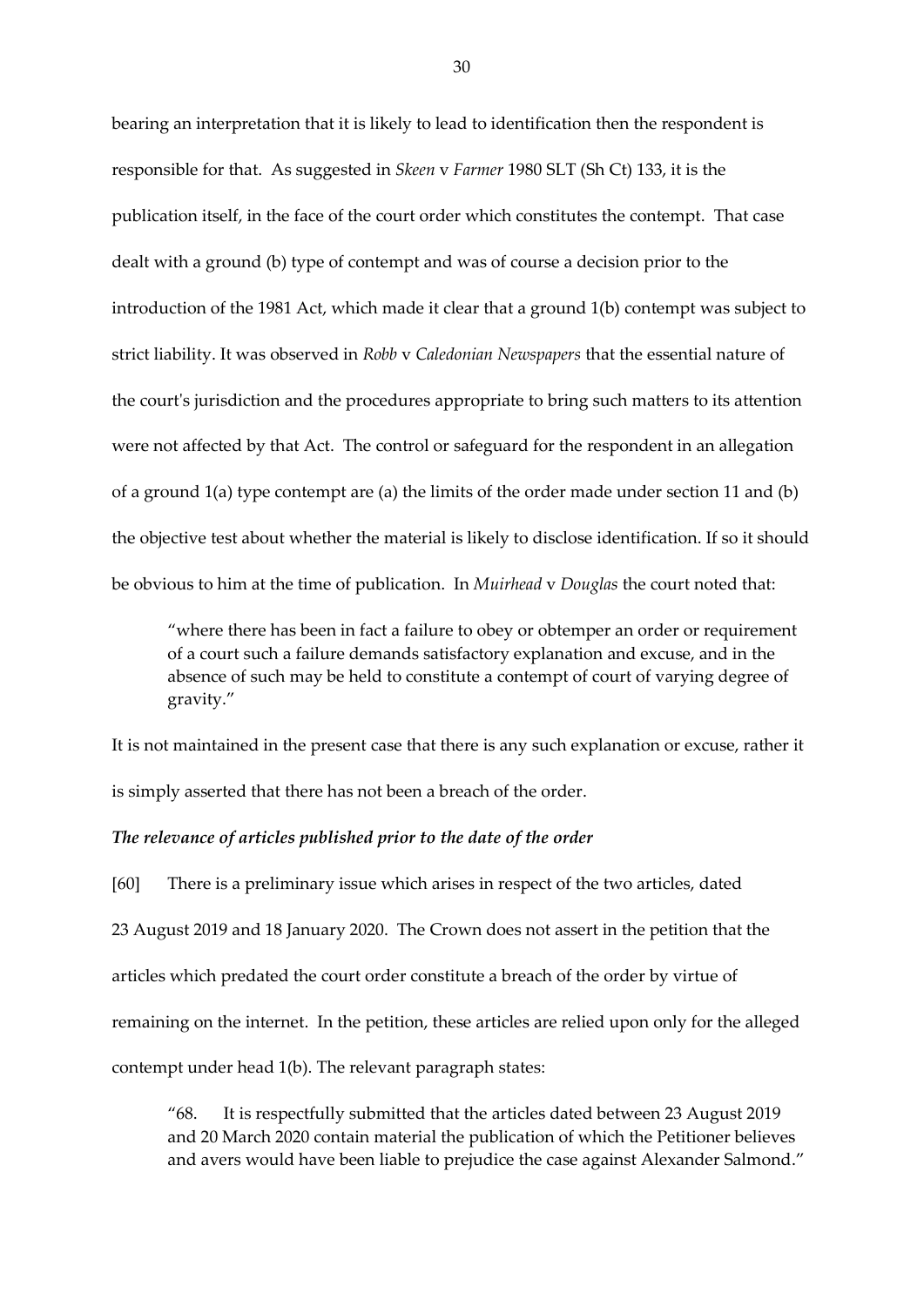bearing an interpretation that it is likely to lead to identification then the respondent is responsible for that. As suggested in *Skeen* v *Farmer* 1980 SLT (Sh Ct) 133, it is the publication itself, in the face of the court order which constitutes the contempt. That case dealt with a ground (b) type of contempt and was of course a decision prior to the introduction of the 1981 Act, which made it clear that a ground 1(b) contempt was subject to strict liability. It was observed in *Robb* v *Caledonian Newspapers* that the essential nature of the court's jurisdiction and the procedures appropriate to bring such matters to its attention were not affected by that Act. The control or safeguard for the respondent in an allegation of a ground 1(a) type contempt are (a) the limits of the order made under section 11 and (b) the objective test about whether the material is likely to disclose identification. If so it should be obvious to him at the time of publication. In *Muirhead* v *Douglas* the court noted that:

> "where there has been in fact a failure to obey or obtemper an order or requirement of a court such a failure demands satisfactory explanation and excuse, and in the absence of such may be held to constitute a contempt of court of varying degree of gravity."

It is not maintained in the present case that there is any such explanation or excuse, rather it is simply asserted that there has not been a breach of the order.

***The relevance of articles published prior to the date of the order***

[60] There is a preliminary issue which arises in respect of the two articles, dated 23 August 2019 and 18 January 2020. The Crown does not assert in the petition that the articles which predated the court order constitute a breach of the order by virtue of remaining on the internet. In the petition, these articles are relied upon only for the alleged contempt under head 1(b). The relevant paragraph states:

> "68. It is respectfully submitted that the articles dated between 23 August 2019 and 20 March 2020 contain material the publication of which the Petitioner believes and avers would have been liable to prejudice the case against Alexander Salmond."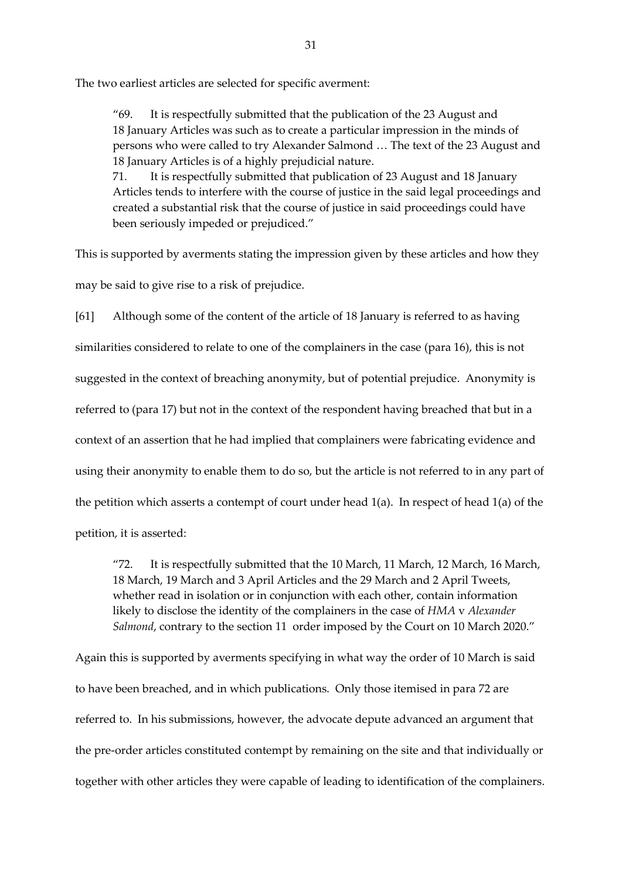The two earliest articles are selected for specific averment:

> "69. It is respectfully submitted that the publication of the 23 August and 18 January Articles was such as to create a particular impression in the minds of persons who were called to try Alexander Salmond … The text of the 23 August and 18 January Articles is of a highly prejudicial nature.
>
> 71. It is respectfully submitted that publication of 23 August and 18 January Articles tends to interfere with the course of justice in the said legal proceedings and created a substantial risk that the course of justice in said proceedings could have been seriously impeded or prejudiced."

This is supported by averments stating the impression given by these articles and how they may be said to give rise to a risk of prejudice.

[61] Although some of the content of the article of 18 January is referred to as having similarities considered to relate to one of the complainers in the case (para 16), this is not suggested in the context of breaching anonymity, but of potential prejudice. Anonymity is referred to (para 17) but not in the context of the respondent having breached that but in a context of an assertion that he had implied that complainers were fabricating evidence and using their anonymity to enable them to do so, but the article is not referred to in any part of the petition which asserts a contempt of court under head 1(a). In respect of head 1(a) of the petition, it is asserted:

> "72. It is respectfully submitted that the 10 March, 11 March, 12 March, 16 March, 18 March, 19 March and 3 April Articles and the 29 March and 2 April Tweets, whether read in isolation or in conjunction with each other, contain information likely to disclose the identity of the complainers in the case of *HMA* v *Alexander Salmond*, contrary to the section 11 order imposed by the Court on 10 March 2020."

Again this is supported by averments specifying in what way the order of 10 March is said to have been breached, and in which publications. Only those itemised in para 72 are referred to. In his submissions, however, the advocate depute advanced an argument that the pre-order articles constituted contempt by remaining on the site and that individually or together with other articles they were capable of leading to identification of the complainers.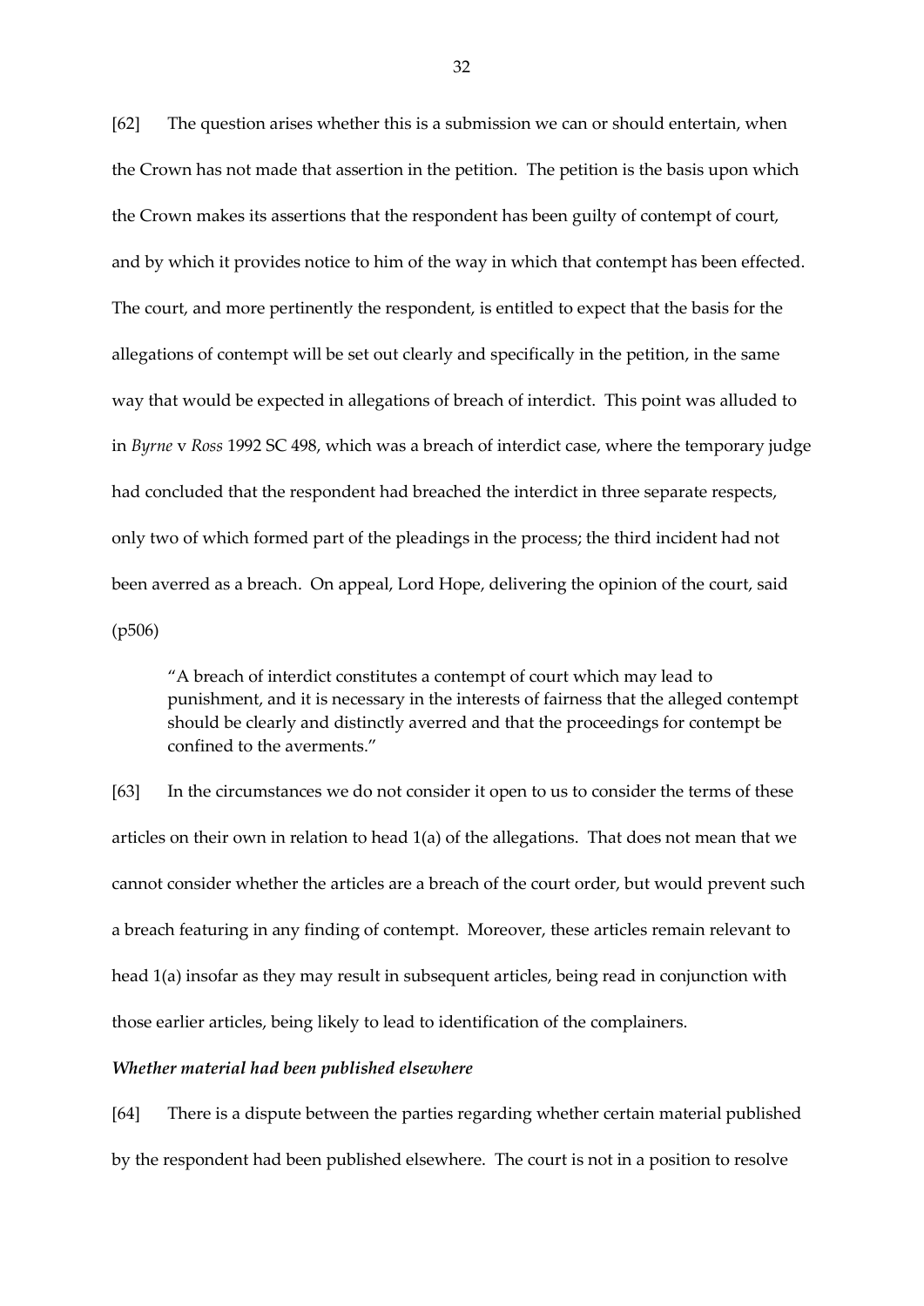[62] The question arises whether this is a submission we can or should entertain, when the Crown has not made that assertion in the petition. The petition is the basis upon which the Crown makes its assertions that the respondent has been guilty of contempt of court, and by which it provides notice to him of the way in which that contempt has been effected. The court, and more pertinently the respondent, is entitled to expect that the basis for the allegations of contempt will be set out clearly and specifically in the petition, in the same way that would be expected in allegations of breach of interdict. This point was alluded to in *Byrne* v *Ross* 1992 SC 498, which was a breach of interdict case, where the temporary judge had concluded that the respondent had breached the interdict in three separate respects, only two of which formed part of the pleadings in the process; the third incident had not been averred as a breach. On appeal, Lord Hope, delivering the opinion of the court, said (p506)

> "A breach of interdict constitutes a contempt of court which may lead to punishment, and it is necessary in the interests of fairness that the alleged contempt should be clearly and distinctly averred and that the proceedings for contempt be confined to the averments."

[63] In the circumstances we do not consider it open to us to consider the terms of these articles on their own in relation to head 1(a) of the allegations. That does not mean that we cannot consider whether the articles are a breach of the court order, but would prevent such a breach featuring in any finding of contempt. Moreover, these articles remain relevant to head 1(a) insofar as they may result in subsequent articles, being read in conjunction with those earlier articles, being likely to lead to identification of the complainers.

***Whether material had been published elsewhere***

[64] There is a dispute between the parties regarding whether certain material published by the respondent had been published elsewhere. The court is not in a position to resolve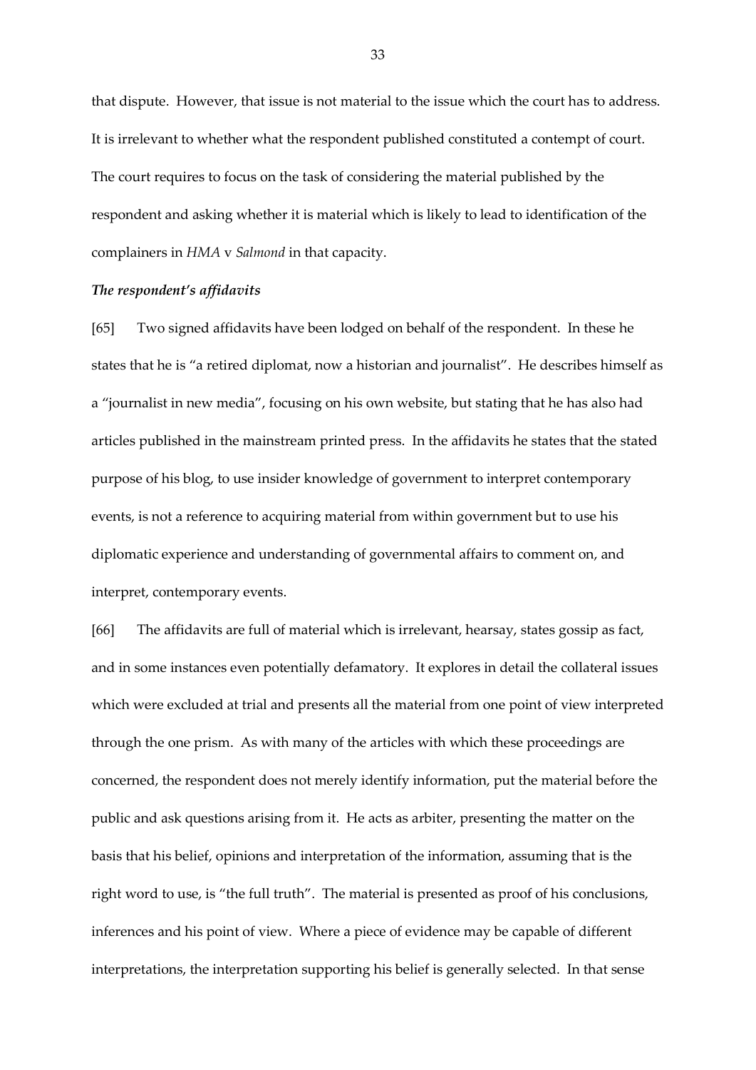that dispute. However, that issue is not material to the issue which the court has to address. It is irrelevant to whether what the respondent published constituted a contempt of court. The court requires to focus on the task of considering the material published by the respondent and asking whether it is material which is likely to lead to identification of the complainers in *HMA* v *Salmond* in that capacity.

### *The respondent's affidavits*

[65] Two signed affidavits have been lodged on behalf of the respondent. In these he states that he is "a retired diplomat, now a historian and journalist". He describes himself as a "journalist in new media", focusing on his own website, but stating that he has also had articles published in the mainstream printed press. In the affidavits he states that the stated purpose of his blog, to use insider knowledge of government to interpret contemporary events, is not a reference to acquiring material from within government but to use his diplomatic experience and understanding of governmental affairs to comment on, and interpret, contemporary events.

[66] The affidavits are full of material which is irrelevant, hearsay, states gossip as fact, and in some instances even potentially defamatory. It explores in detail the collateral issues which were excluded at trial and presents all the material from one point of view interpreted through the one prism. As with many of the articles with which these proceedings are concerned, the respondent does not merely identify information, put the material before the public and ask questions arising from it. He acts as arbiter, presenting the matter on the basis that his belief, opinions and interpretation of the information, assuming that is the right word to use, is "the full truth". The material is presented as proof of his conclusions, inferences and his point of view. Where a piece of evidence may be capable of different interpretations, the interpretation supporting his belief is generally selected. In that sense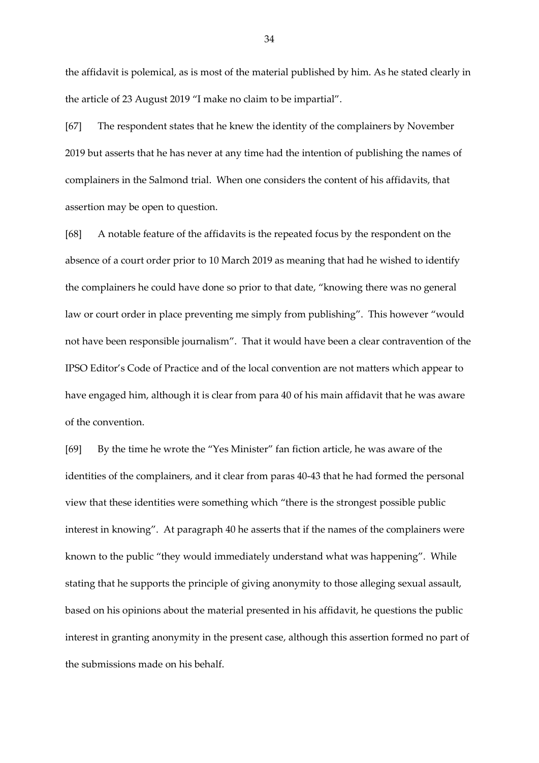the affidavit is polemical, as is most of the material published by him. As he stated clearly in the article of 23 August 2019 "I make no claim to be impartial".

[67] The respondent states that he knew the identity of the complainers by November 2019 but asserts that he has never at any time had the intention of publishing the names of complainers in the Salmond trial. When one considers the content of his affidavits, that assertion may be open to question.

[68] A notable feature of the affidavits is the repeated focus by the respondent on the absence of a court order prior to 10 March 2019 as meaning that had he wished to identify the complainers he could have done so prior to that date, "knowing there was no general law or court order in place preventing me simply from publishing". This however "would not have been responsible journalism". That it would have been a clear contravention of the IPSO Editor's Code of Practice and of the local convention are not matters which appear to have engaged him, although it is clear from para 40 of his main affidavit that he was aware of the convention.

[69] By the time he wrote the "Yes Minister" fan fiction article, he was aware of the identities of the complainers, and it clear from paras 40-43 that he had formed the personal view that these identities were something which "there is the strongest possible public interest in knowing". At paragraph 40 he asserts that if the names of the complainers were known to the public "they would immediately understand what was happening". While stating that he supports the principle of giving anonymity to those alleging sexual assault, based on his opinions about the material presented in his affidavit, he questions the public interest in granting anonymity in the present case, although this assertion formed no part of the submissions made on his behalf.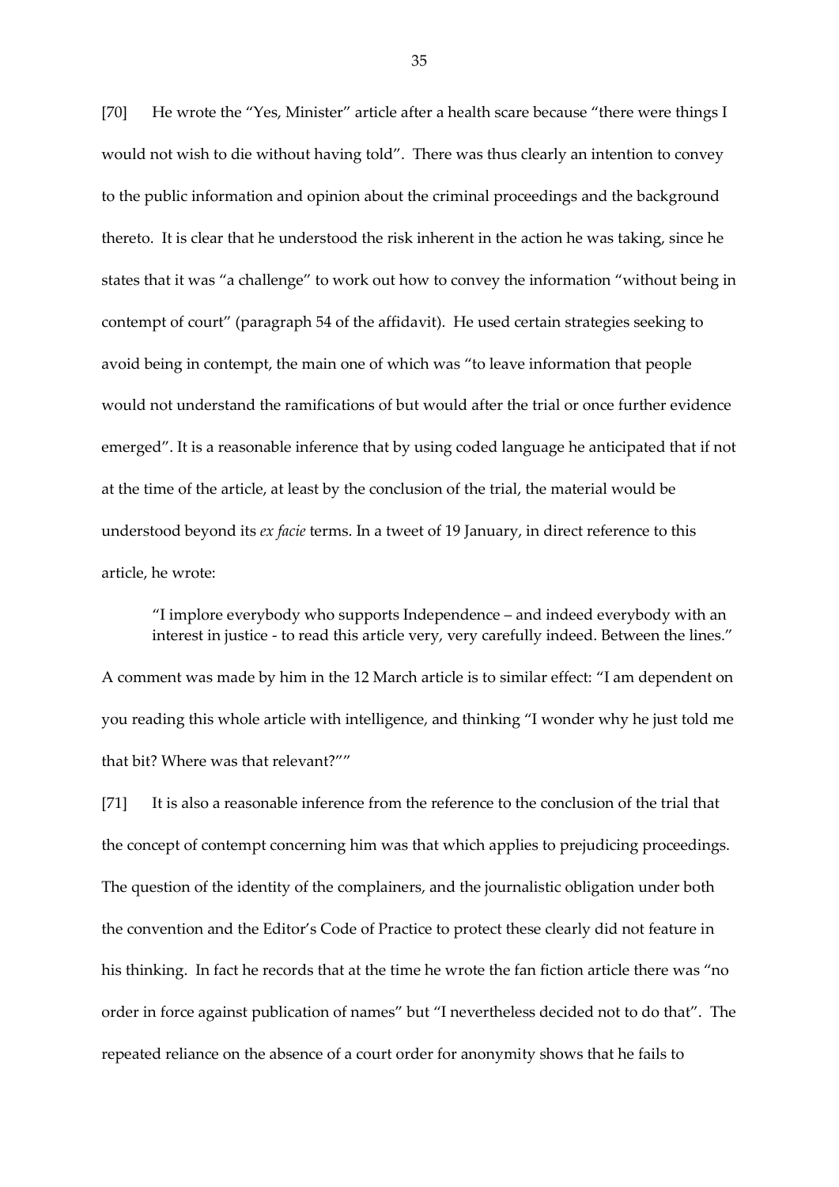[70] He wrote the "Yes, Minister" article after a health scare because "there were things I would not wish to die without having told". There was thus clearly an intention to convey to the public information and opinion about the criminal proceedings and the background thereto. It is clear that he understood the risk inherent in the action he was taking, since he states that it was "a challenge" to work out how to convey the information "without being in contempt of court" (paragraph 54 of the affidavit). He used certain strategies seeking to avoid being in contempt, the main one of which was "to leave information that people would not understand the ramifications of but would after the trial or once further evidence emerged". It is a reasonable inference that by using coded language he anticipated that if not at the time of the article, at least by the conclusion of the trial, the material would be understood beyond its *ex facie* terms. In a tweet of 19 January, in direct reference to this article, he wrote:

> "I implore everybody who supports Independence – and indeed everybody with an interest in justice - to read this article very, very carefully indeed. Between the lines."

A comment was made by him in the 12 March article is to similar effect: "I am dependent on you reading this whole article with intelligence, and thinking "I wonder why he just told me that bit? Where was that relevant?""

[71] It is also a reasonable inference from the reference to the conclusion of the trial that the concept of contempt concerning him was that which applies to prejudicing proceedings. The question of the identity of the complainers, and the journalistic obligation under both the convention and the Editor's Code of Practice to protect these clearly did not feature in his thinking. In fact he records that at the time he wrote the fan fiction article there was "no order in force against publication of names" but "I nevertheless decided not to do that". The repeated reliance on the absence of a court order for anonymity shows that he fails to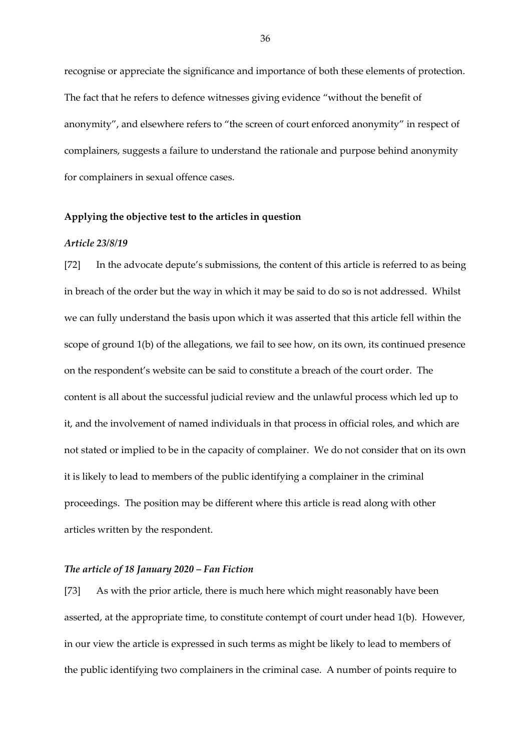recognise or appreciate the significance and importance of both these elements of protection. The fact that he refers to defence witnesses giving evidence "without the benefit of anonymity", and elsewhere refers to "the screen of court enforced anonymity" in respect of complainers, suggests a failure to understand the rationale and purpose behind anonymity for complainers in sexual offence cases.

**Applying the objective test to the articles in question**

***Article 23/8/19***

[72] In the advocate depute's submissions, the content of this article is referred to as being in breach of the order but the way in which it may be said to do so is not addressed. Whilst we can fully understand the basis upon which it was asserted that this article fell within the scope of ground 1(b) of the allegations, we fail to see how, on its own, its continued presence on the respondent's website can be said to constitute a breach of the court order. The content is all about the successful judicial review and the unlawful process which led up to it, and the involvement of named individuals in that process in official roles, and which are not stated or implied to be in the capacity of complainer. We do not consider that on its own it is likely to lead to members of the public identifying a complainer in the criminal proceedings. The position may be different where this article is read along with other articles written by the respondent.

***The article of 18 January 2020 – Fan Fiction***

[73] As with the prior article, there is much here which might reasonably have been asserted, at the appropriate time, to constitute contempt of court under head 1(b). However, in our view the article is expressed in such terms as might be likely to lead to members of the public identifying two complainers in the criminal case. A number of points require to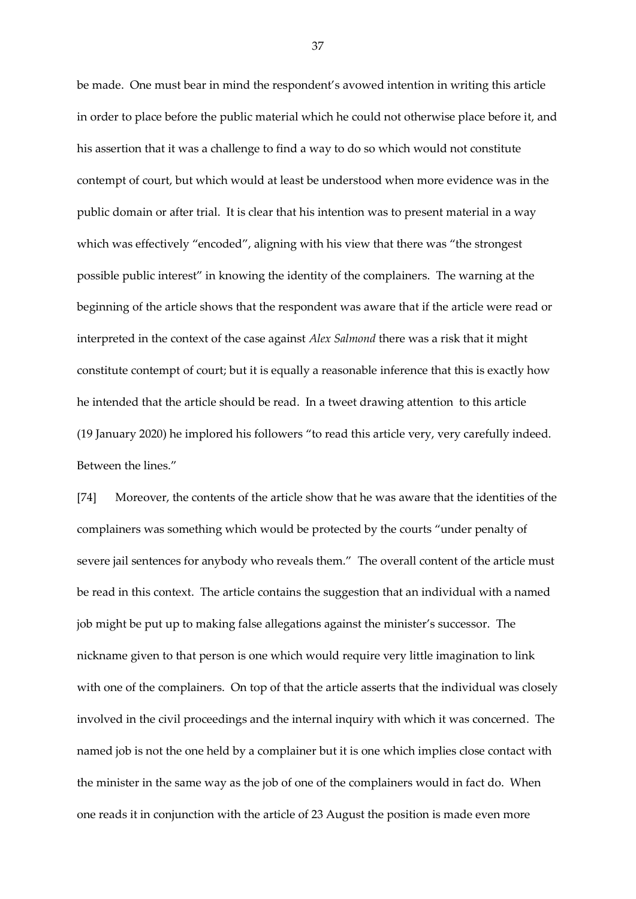be made. One must bear in mind the respondent's avowed intention in writing this article in order to place before the public material which he could not otherwise place before it, and his assertion that it was a challenge to find a way to do so which would not constitute contempt of court, but which would at least be understood when more evidence was in the public domain or after trial. It is clear that his intention was to present material in a way which was effectively "encoded", aligning with his view that there was "the strongest possible public interest" in knowing the identity of the complainers. The warning at the beginning of the article shows that the respondent was aware that if the article were read or interpreted in the context of the case against *Alex Salmond* there was a risk that it might constitute contempt of court; but it is equally a reasonable inference that this is exactly how he intended that the article should be read. In a tweet drawing attention to this article (19 January 2020) he implored his followers "to read this article very, very carefully indeed. Between the lines."

[74] Moreover, the contents of the article show that he was aware that the identities of the complainers was something which would be protected by the courts "under penalty of severe jail sentences for anybody who reveals them." The overall content of the article must be read in this context. The article contains the suggestion that an individual with a named job might be put up to making false allegations against the minister's successor. The nickname given to that person is one which would require very little imagination to link with one of the complainers. On top of that the article asserts that the individual was closely involved in the civil proceedings and the internal inquiry with which it was concerned. The named job is not the one held by a complainer but it is one which implies close contact with the minister in the same way as the job of one of the complainers would in fact do. When one reads it in conjunction with the article of 23 August the position is made even more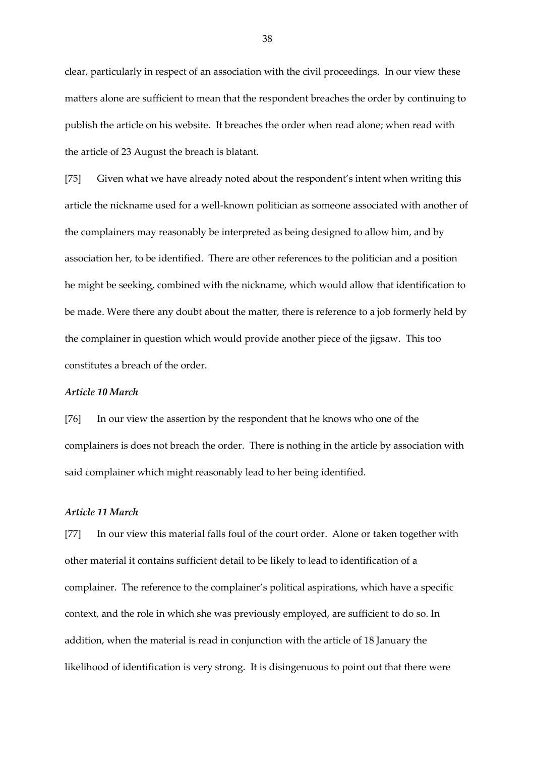clear, particularly in respect of an association with the civil proceedings. In our view these matters alone are sufficient to mean that the respondent breaches the order by continuing to publish the article on his website. It breaches the order when read alone; when read with the article of 23 August the breach is blatant.

[75] Given what we have already noted about the respondent's intent when writing this article the nickname used for a well-known politician as someone associated with another of the complainers may reasonably be interpreted as being designed to allow him, and by association her, to be identified. There are other references to the politician and a position he might be seeking, combined with the nickname, which would allow that identification to be made. Were there any doubt about the matter, there is reference to a job formerly held by the complainer in question which would provide another piece of the jigsaw. This too constitutes a breach of the order.

### *Article 10 March*

[76] In our view the assertion by the respondent that he knows who one of the complainers is does not breach the order. There is nothing in the article by association with said complainer which might reasonably lead to her being identified.

### *Article 11 March*

[77] In our view this material falls foul of the court order. Alone or taken together with other material it contains sufficient detail to be likely to lead to identification of a complainer. The reference to the complainer's political aspirations, which have a specific context, and the role in which she was previously employed, are sufficient to do so. In addition, when the material is read in conjunction with the article of 18 January the likelihood of identification is very strong. It is disingenuous to point out that there were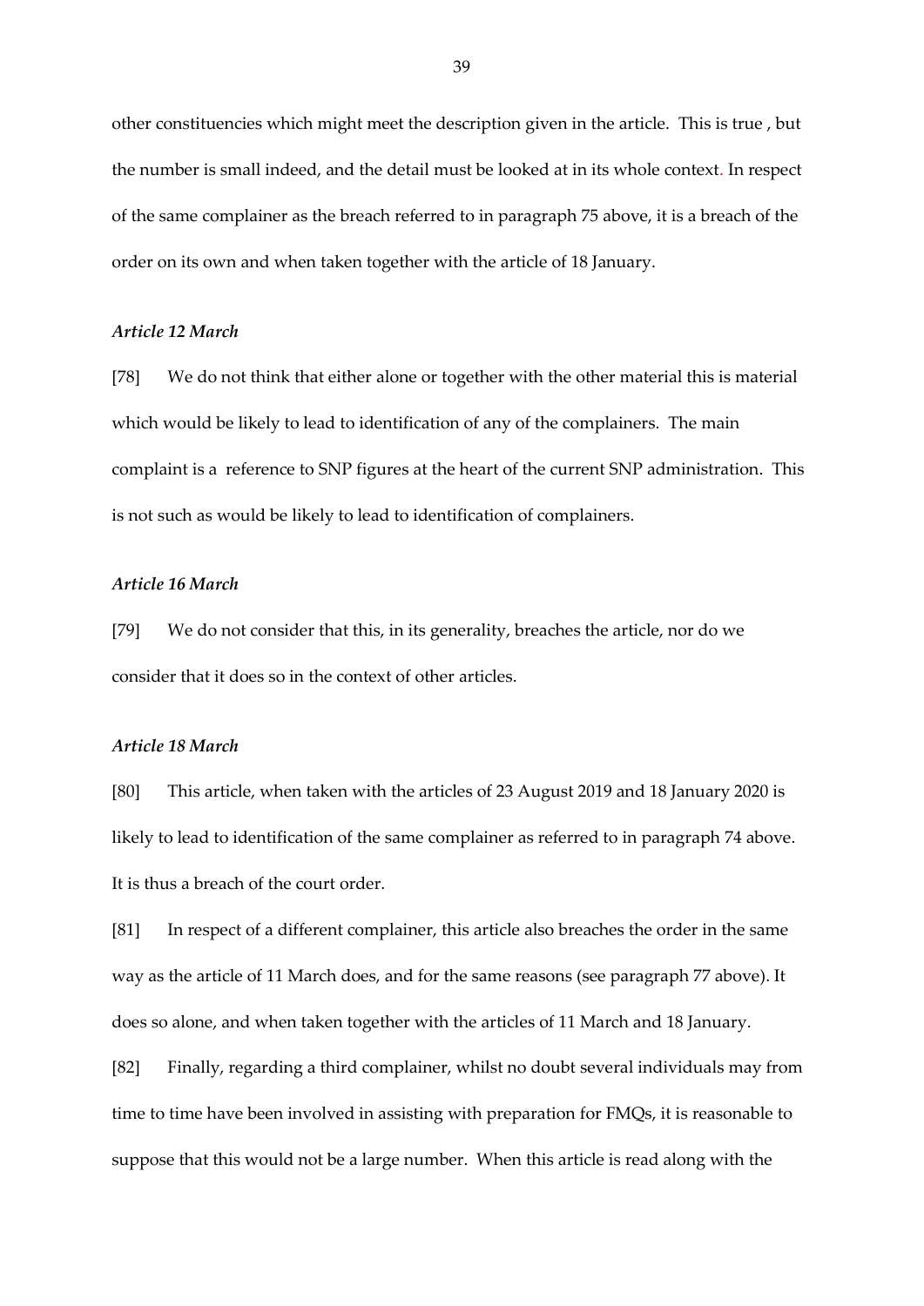other constituencies which might meet the description given in the article. This is true , but the number is small indeed, and the detail must be looked at in its whole context. In respect of the same complainer as the breach referred to in paragraph 75 above, it is a breach of the order on its own and when taken together with the article of 18 January.

### *Article 12 March*

[78] We do not think that either alone or together with the other material this is material which would be likely to lead to identification of any of the complainers. The main complaint is a reference to SNP figures at the heart of the current SNP administration. This is not such as would be likely to lead to identification of complainers.

### *Article 16 March*

[79] We do not consider that this, in its generality, breaches the article, nor do we consider that it does so in the context of other articles.

### *Article 18 March*

[80] This article, when taken with the articles of 23 August 2019 and 18 January 2020 is likely to lead to identification of the same complainer as referred to in paragraph 74 above. It is thus a breach of the court order.

[81] In respect of a different complainer, this article also breaches the order in the same way as the article of 11 March does, and for the same reasons (see paragraph 77 above). It does so alone, and when taken together with the articles of 11 March and 18 January.

[82] Finally, regarding a third complainer, whilst no doubt several individuals may from time to time have been involved in assisting with preparation for FMQs, it is reasonable to suppose that this would not be a large number. When this article is read along with the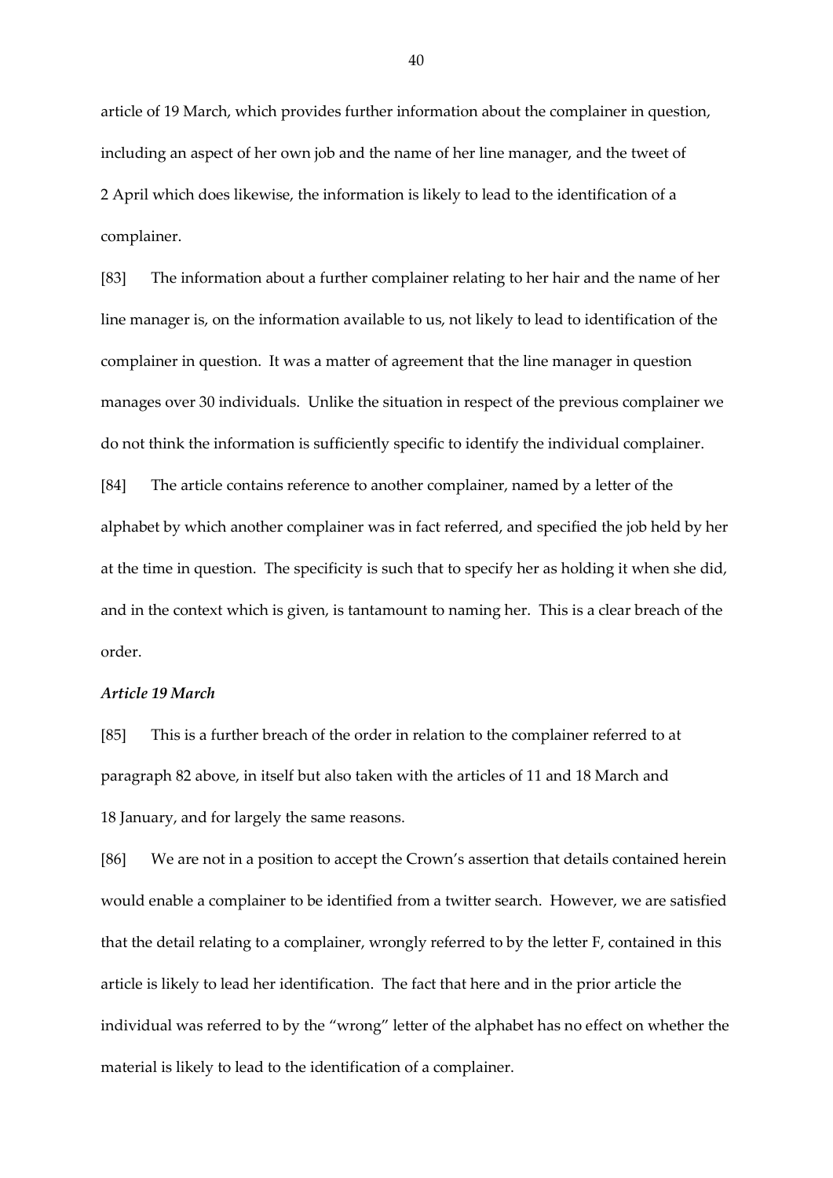article of 19 March, which provides further information about the complainer in question, including an aspect of her own job and the name of her line manager, and the tweet of 2 April which does likewise, the information is likely to lead to the identification of a complainer.

[83] The information about a further complainer relating to her hair and the name of her line manager is, on the information available to us, not likely to lead to identification of the complainer in question. It was a matter of agreement that the line manager in question manages over 30 individuals. Unlike the situation in respect of the previous complainer we do not think the information is sufficiently specific to identify the individual complainer.

[84] The article contains reference to another complainer, named by a letter of the alphabet by which another complainer was in fact referred, and specified the job held by her at the time in question. The specificity is such that to specify her as holding it when she did, and in the context which is given, is tantamount to naming her. This is a clear breach of the order.

***Article 19 March***

[85] This is a further breach of the order in relation to the complainer referred to at paragraph 82 above, in itself but also taken with the articles of 11 and 18 March and 18 January, and for largely the same reasons.

[86] We are not in a position to accept the Crown's assertion that details contained herein would enable a complainer to be identified from a twitter search. However, we are satisfied that the detail relating to a complainer, wrongly referred to by the letter F, contained in this article is likely to lead her identification. The fact that here and in the prior article the individual was referred to by the "wrong" letter of the alphabet has no effect on whether the material is likely to lead to the identification of a complainer.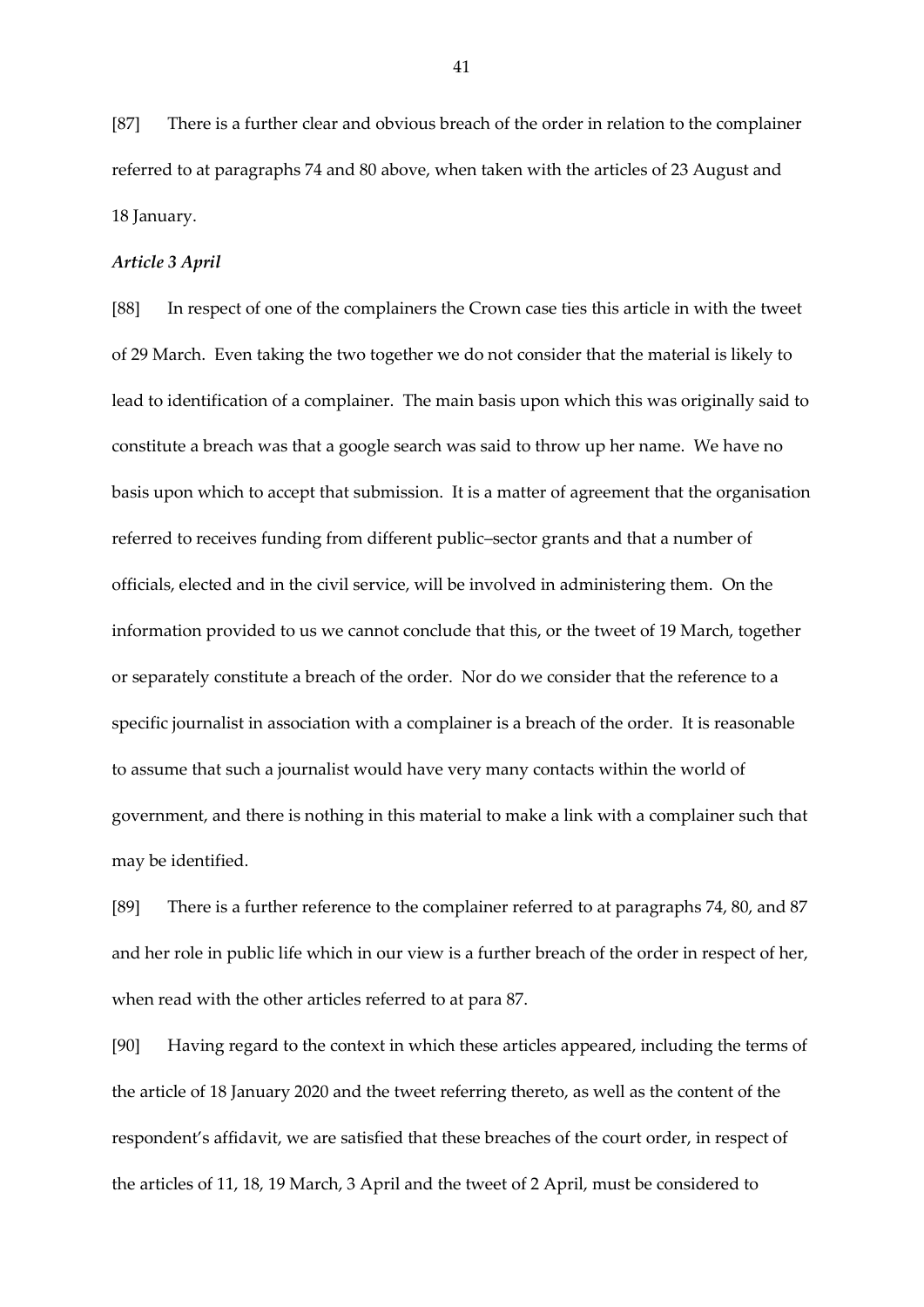[87] There is a further clear and obvious breach of the order in relation to the complainer referred to at paragraphs 74 and 80 above, when taken with the articles of 23 August and 18 January.

***Article 3 April***

[88] In respect of one of the complainers the Crown case ties this article in with the tweet of 29 March. Even taking the two together we do not consider that the material is likely to lead to identification of a complainer. The main basis upon which this was originally said to constitute a breach was that a google search was said to throw up her name. We have no basis upon which to accept that submission. It is a matter of agreement that the organisation referred to receives funding from different public–sector grants and that a number of officials, elected and in the civil service, will be involved in administering them. On the information provided to us we cannot conclude that this, or the tweet of 19 March, together or separately constitute a breach of the order. Nor do we consider that the reference to a specific journalist in association with a complainer is a breach of the order. It is reasonable to assume that such a journalist would have very many contacts within the world of government, and there is nothing in this material to make a link with a complainer such that may be identified.

[89] There is a further reference to the complainer referred to at paragraphs 74, 80, and 87 and her role in public life which in our view is a further breach of the order in respect of her, when read with the other articles referred to at para 87.

[90] Having regard to the context in which these articles appeared, including the terms of the article of 18 January 2020 and the tweet referring thereto, as well as the content of the respondent's affidavit, we are satisfied that these breaches of the court order, in respect of the articles of 11, 18, 19 March, 3 April and the tweet of 2 April, must be considered to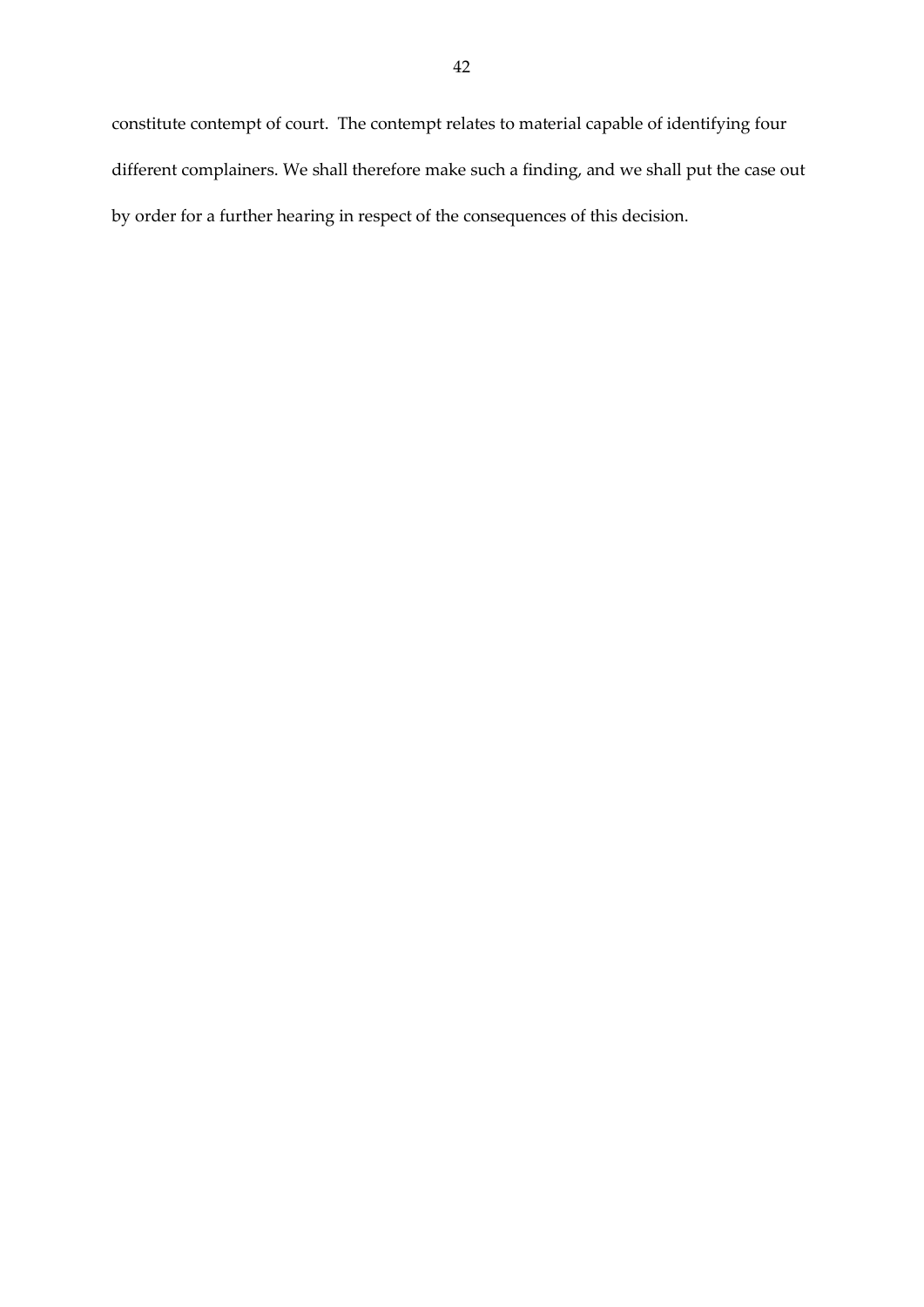constitute contempt of court. The contempt relates to material capable of identifying four different complainers. We shall therefore make such a finding, and we shall put the case out by order for a further hearing in respect of the consequences of this decision.